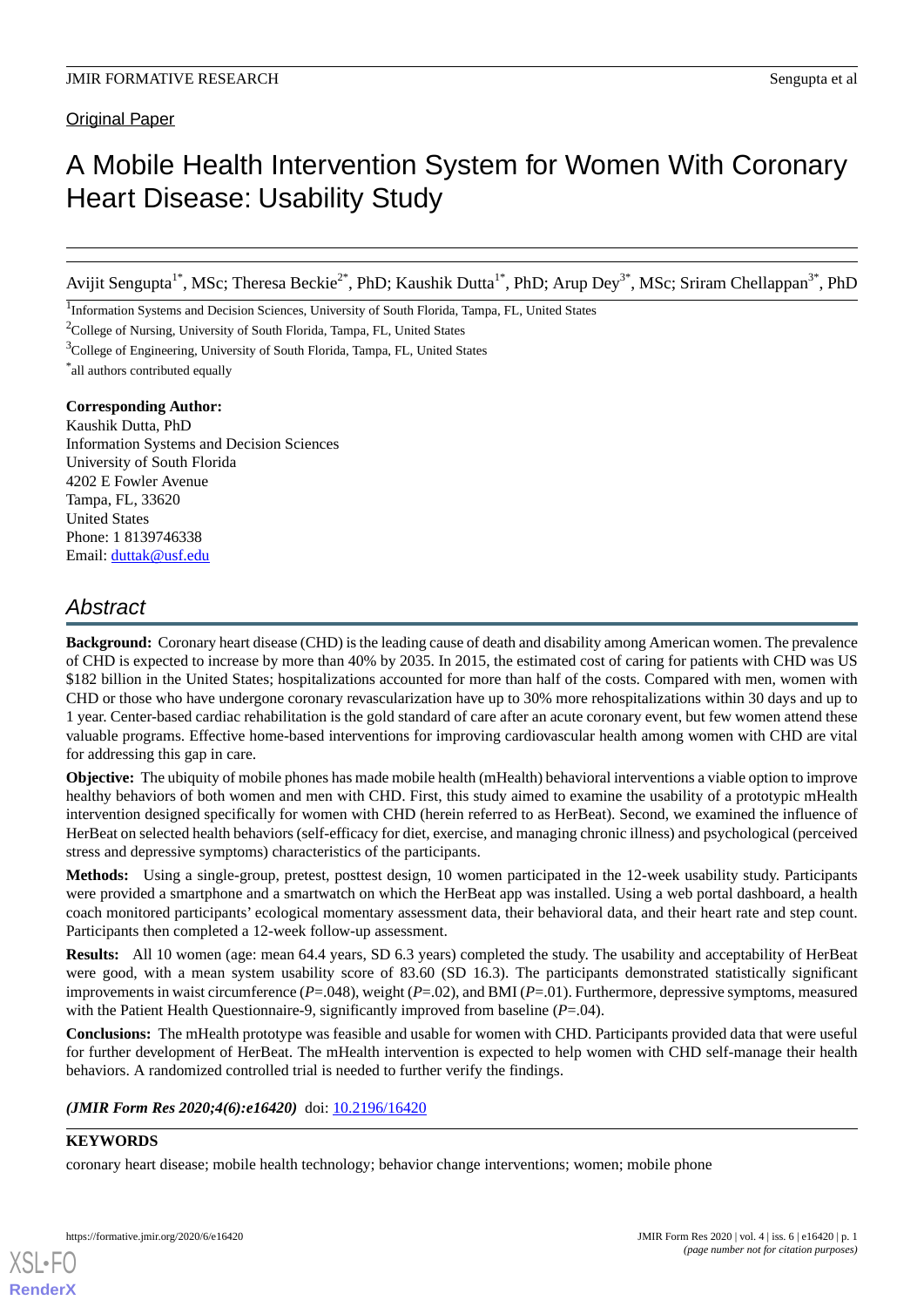Original Paper

# A Mobile Health Intervention System for Women With Coronary Heart Disease: Usability Study

Avijit Sengupta[1*], MSc; Theresa Beckie[2*], PhD; Kaushik Dutta[1*], PhD; Arup Dey[3*], MSc; Sriram Chellappan[3*], PhD

[1]Information Systems and Decision Sciences, University of South Florida, Tampa, FL, United States

[2]College of Nursing, University of South Florida, Tampa, FL, United States

[3]College of Engineering, University of South Florida, Tampa, FL, United States

[*]all authors contributed equally

**Corresponding Author:**
Kaushik Dutta, PhD
Information Systems and Decision Sciences
University of South Florida
4202 E Fowler Avenue
Tampa, FL, 33620
United States
Phone: 1 8139746338
Email: duttak@usf.edu

## Abstract

**Background:** Coronary heart disease (CHD) is the leading cause of death and disability among American women. The prevalence of CHD is expected to increase by more than 40% by 2035. In 2015, the estimated cost of caring for patients with CHD was US $182 billion in the United States; hospitalizations accounted for more than half of the costs. Compared with men, women with CHD or those who have undergone coronary revascularization have up to 30% more rehospitalizations within 30 days and up to 1 year. Center-based cardiac rehabilitation is the gold standard of care after an acute coronary event, but few women attend these valuable programs. Effective home-based interventions for improving cardiovascular health among women with CHD are vital for addressing this gap in care.

**Objective:** The ubiquity of mobile phones has made mobile health (mHealth) behavioral interventions a viable option to improve healthy behaviors of both women and men with CHD. First, this study aimed to examine the usability of a prototypic mHealth intervention designed specifically for women with CHD (herein referred to as HerBeat). Second, we examined the influence of HerBeat on selected health behaviors (self-efficacy for diet, exercise, and managing chronic illness) and psychological (perceived stress and depressive symptoms) characteristics of the participants.

**Methods:** Using a single-group, pretest, posttest design, 10 women participated in the 12-week usability study. Participants were provided a smartphone and a smartwatch on which the HerBeat app was installed. Using a web portal dashboard, a health coach monitored participants' ecological momentary assessment data, their behavioral data, and their heart rate and step count. Participants then completed a 12-week follow-up assessment.

**Results:** All 10 women (age: mean 64.4 years, SD 6.3 years) completed the study. The usability and acceptability of HerBeat were good, with a mean system usability score of 83.60 (SD 16.3). The participants demonstrated statistically significant improvements in waist circumference ($P$=.048), weight ($P$=.02), and BMI ($P$=.01). Furthermore, depressive symptoms, measured with the Patient Health Questionnaire-9, significantly improved from baseline ($P$=.04).

**Conclusions:** The mHealth prototype was feasible and usable for women with CHD. Participants provided data that were useful for further development of HerBeat. The mHealth intervention is expected to help women with CHD self-manage their health behaviors. A randomized controlled trial is needed to further verify the findings.

***(JMIR Form Res 2020;4(6):e16420)*** doi: 10.2196/16420

**KEYWORDS**

coronary heart disease; mobile health technology; behavior change interventions; women; mobile phone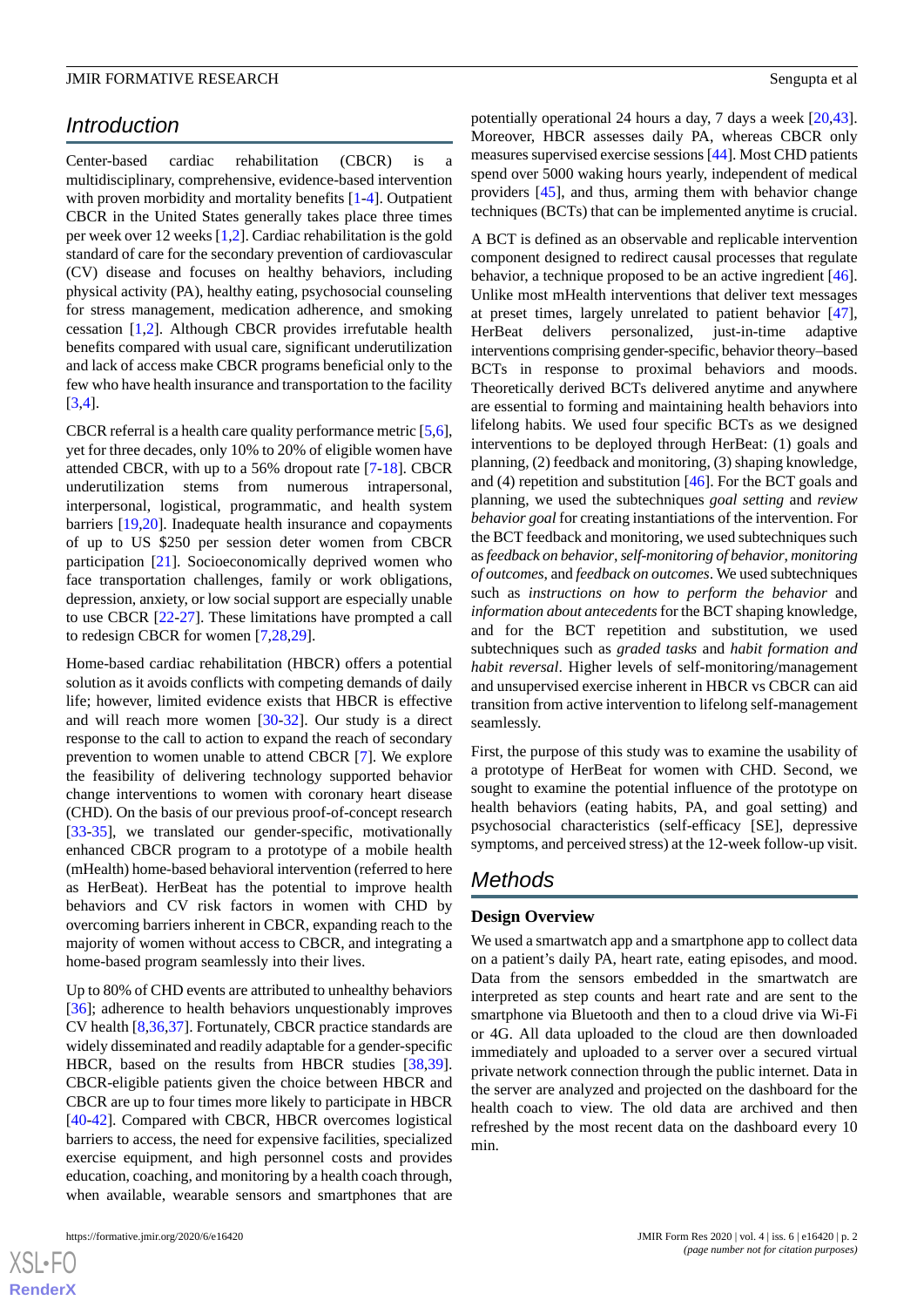## Introduction

Center-based cardiac rehabilitation (CBCR) is a multidisciplinary, comprehensive, evidence-based intervention with proven morbidity and mortality benefits [1-4]. Outpatient CBCR in the United States generally takes place three times per week over 12 weeks [1,2]. Cardiac rehabilitation is the gold standard of care for the secondary prevention of cardiovascular (CV) disease and focuses on healthy behaviors, including physical activity (PA), healthy eating, psychosocial counseling for stress management, medication adherence, and smoking cessation [1,2]. Although CBCR provides irrefutable health benefits compared with usual care, significant underutilization and lack of access make CBCR programs beneficial only to the few who have health insurance and transportation to the facility [3,4].

CBCR referral is a health care quality performance metric [5,6], yet for three decades, only 10% to 20% of eligible women have attended CBCR, with up to a 56% dropout rate [7-18]. CBCR underutilization stems from numerous intrapersonal, interpersonal, logistical, programmatic, and health system barriers [19,20]. Inadequate health insurance and copayments of up to US $250 per session deter women from CBCR participation [21]. Socioeconomically deprived women who face transportation challenges, family or work obligations, depression, anxiety, or low social support are especially unable to use CBCR [22-27]. These limitations have prompted a call to redesign CBCR for women [7,28,29].

Home-based cardiac rehabilitation (HBCR) offers a potential solution as it avoids conflicts with competing demands of daily life; however, limited evidence exists that HBCR is effective and will reach more women [30-32]. Our study is a direct response to the call to action to expand the reach of secondary prevention to women unable to attend CBCR [7]. We explore the feasibility of delivering technology supported behavior change interventions to women with coronary heart disease (CHD). On the basis of our previous proof-of-concept research [33-35], we translated our gender-specific, motivationally enhanced CBCR program to a prototype of a mobile health (mHealth) home-based behavioral intervention (referred to here as HerBeat). HerBeat has the potential to improve health behaviors and CV risk factors in women with CHD by overcoming barriers inherent in CBCR, expanding reach to the majority of women without access to CBCR, and integrating a home-based program seamlessly into their lives.

Up to 80% of CHD events are attributed to unhealthy behaviors [36]; adherence to health behaviors unquestionably improves CV health [8,36,37]. Fortunately, CBCR practice standards are widely disseminated and readily adaptable for a gender-specific HBCR, based on the results from HBCR studies [38,39]. CBCR-eligible patients given the choice between HBCR and CBCR are up to four times more likely to participate in HBCR [40-42]. Compared with CBCR, HBCR overcomes logistical barriers to access, the need for expensive facilities, specialized exercise equipment, and high personnel costs and provides education, coaching, and monitoring by a health coach through, when available, wearable sensors and smartphones that are potentially operational 24 hours a day, 7 days a week [20,43]. Moreover, HBCR assesses daily PA, whereas CBCR only measures supervised exercise sessions [44]. Most CHD patients spend over 5000 waking hours yearly, independent of medical providers [45], and thus, arming them with behavior change techniques (BCTs) that can be implemented anytime is crucial.

A BCT is defined as an observable and replicable intervention component designed to redirect causal processes that regulate behavior, a technique proposed to be an active ingredient [46]. Unlike most mHealth interventions that deliver text messages at preset times, largely unrelated to patient behavior [47], HerBeat delivers personalized, just-in-time adaptive interventions comprising gender-specific, behavior theory–based BCTs in response to proximal behaviors and moods. Theoretically derived BCTs delivered anytime and anywhere are essential to forming and maintaining health behaviors into lifelong habits. We used four specific BCTs as we designed interventions to be deployed through HerBeat: (1) goals and planning, (2) feedback and monitoring, (3) shaping knowledge, and (4) repetition and substitution [46]. For the BCT goals and planning, we used the subtechniques *goal setting* and *review behavior goal* for creating instantiations of the intervention. For the BCT feedback and monitoring, we used subtechniques such as *feedback on behavior*, *self-monitoring of behavior*, *monitoring of outcomes*, and *feedback on outcomes*. We used subtechniques such as *instructions on how to perform the behavior* and *information about antecedents* for the BCT shaping knowledge, and for the BCT repetition and substitution, we used subtechniques such as *graded tasks* and *habit formation and habit reversal*. Higher levels of self-monitoring/management and unsupervised exercise inherent in HBCR vs CBCR can aid transition from active intervention to lifelong self-management seamlessly.

First, the purpose of this study was to examine the usability of a prototype of HerBeat for women with CHD. Second, we sought to examine the potential influence of the prototype on health behaviors (eating habits, PA, and goal setting) and psychosocial characteristics (self-efficacy [SE], depressive symptoms, and perceived stress) at the 12-week follow-up visit.

## Methods

### Design Overview

We used a smartwatch app and a smartphone app to collect data on a patient's daily PA, heart rate, eating episodes, and mood. Data from the sensors embedded in the smartwatch are interpreted as step counts and heart rate and are sent to the smartphone via Bluetooth and then to a cloud drive via Wi-Fi or 4G. All data uploaded to the cloud are then downloaded immediately and uploaded to a server over a secured virtual private network connection through the public internet. Data in the server are analyzed and projected on the dashboard for the health coach to view. The old data are archived and then refreshed by the most recent data on the dashboard every 10 min.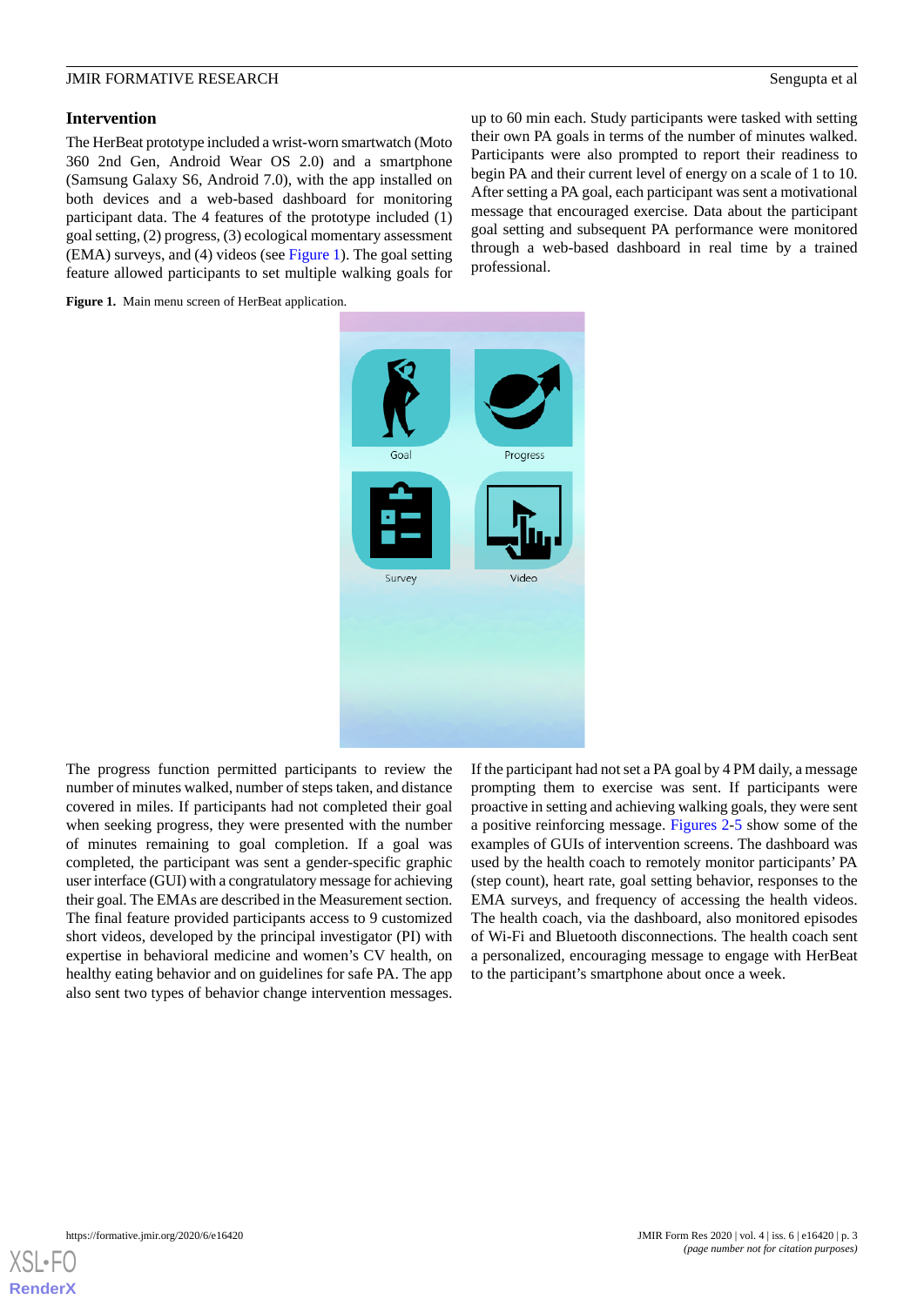### Intervention

The HerBeat prototype included a wrist-worn smartwatch (Moto 360 2nd Gen, Android Wear OS 2.0) and a smartphone (Samsung Galaxy S6, Android 7.0), with the app installed on both devices and a web-based dashboard for monitoring participant data. The 4 features of the prototype included (1) goal setting, (2) progress, (3) ecological momentary assessment (EMA) surveys, and (4) videos (see Figure 1). The goal setting feature allowed participants to set multiple walking goals for up to 60 min each. Study participants were tasked with setting their own PA goals in terms of the number of minutes walked. Participants were also prompted to report their readiness to begin PA and their current level of energy on a scale of 1 to 10. After setting a PA goal, each participant was sent a motivational message that encouraged exercise. Data about the participant goal setting and subsequent PA performance were monitored through a web-based dashboard in real time by a trained professional.

**Figure 1.** Main menu screen of HerBeat application.

The progress function permitted participants to review the number of minutes walked, number of steps taken, and distance covered in miles. If participants had not completed their goal when seeking progress, they were presented with the number of minutes remaining to goal completion. If a goal was completed, the participant was sent a gender-specific graphic user interface (GUI) with a congratulatory message for achieving their goal. The EMAs are described in the Measurement section. The final feature provided participants access to 9 customized short videos, developed by the principal investigator (PI) with expertise in behavioral medicine and women's CV health, on healthy eating behavior and on guidelines for safe PA. The app also sent two types of behavior change intervention messages. If the participant had not set a PA goal by 4 PM daily, a message prompting them to exercise was sent. If participants were proactive in setting and achieving walking goals, they were sent a positive reinforcing message. Figures 2-5 show some of the examples of GUIs of intervention screens. The dashboard was used by the health coach to remotely monitor participants' PA (step count), heart rate, goal setting behavior, responses to the EMA surveys, and frequency of accessing the health videos. The health coach, via the dashboard, also monitored episodes of Wi-Fi and Bluetooth disconnections. The health coach sent a personalized, encouraging message to engage with HerBeat to the participant's smartphone about once a week.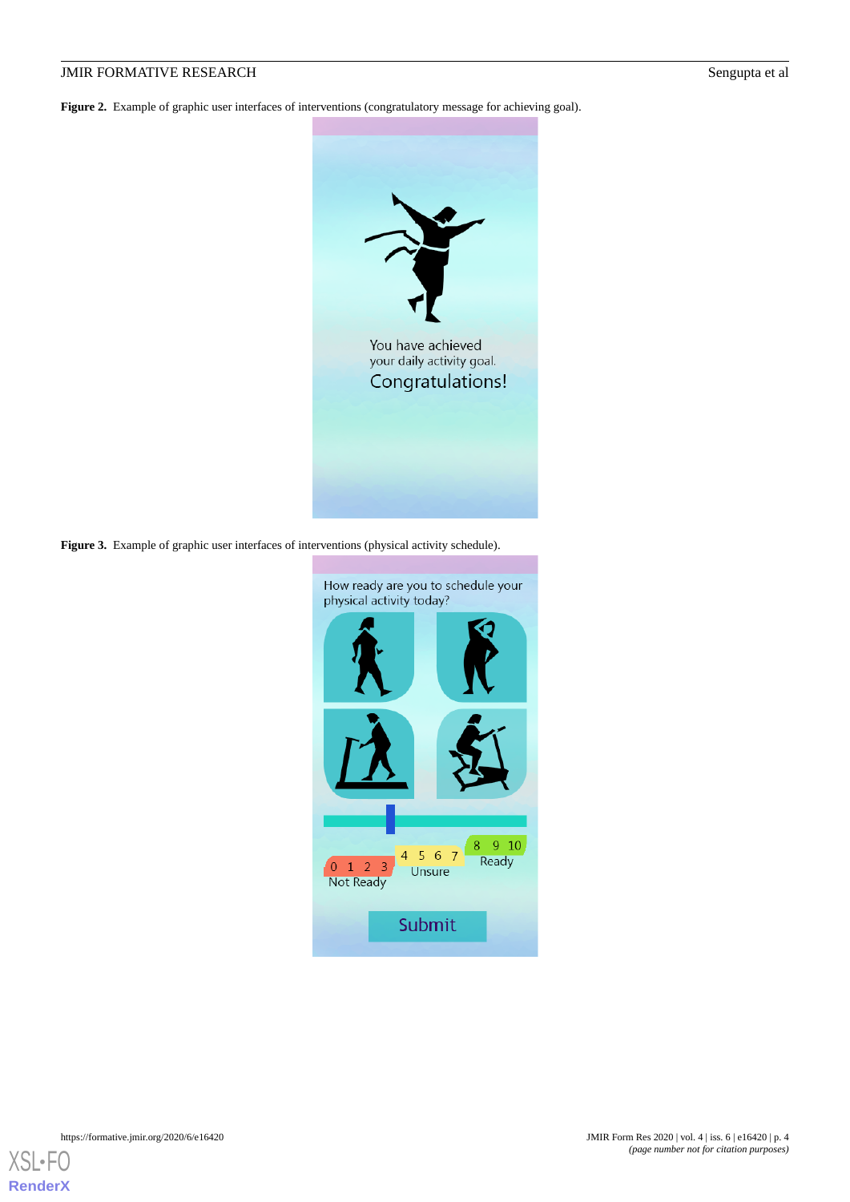**Figure 2.** Example of graphic user interfaces of interventions (congratulatory message for achieving goal).

**Figure 3.** Example of graphic user interfaces of interventions (physical activity schedule).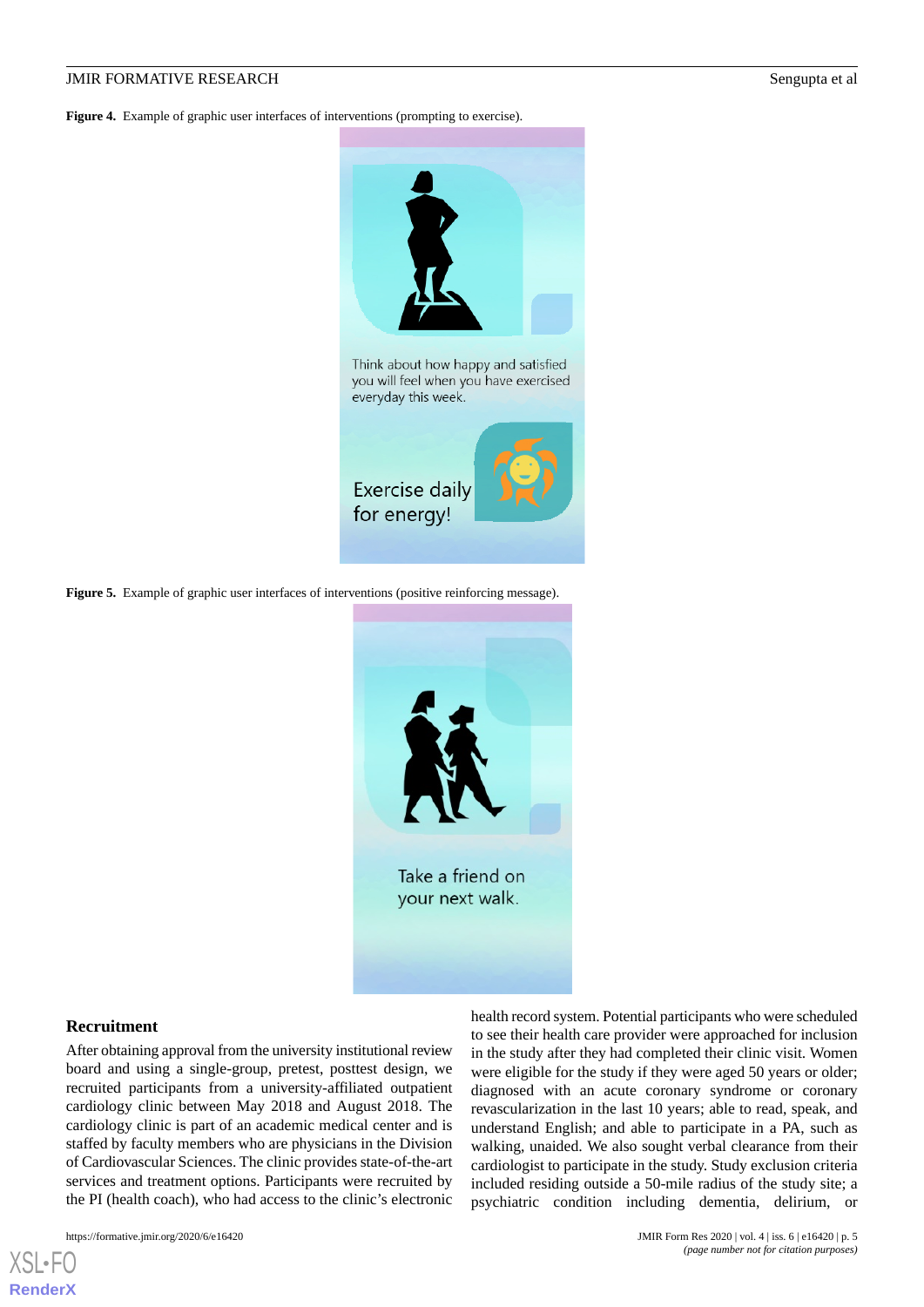**Figure 4.** Example of graphic user interfaces of interventions (prompting to exercise).

**Figure 5.** Example of graphic user interfaces of interventions (positive reinforcing message).

### Recruitment

After obtaining approval from the university institutional review board and using a single-group, pretest, posttest design, we recruited participants from a university-affiliated outpatient cardiology clinic between May 2018 and August 2018. The cardiology clinic is part of an academic medical center and is staffed by faculty members who are physicians in the Division of Cardiovascular Sciences. The clinic provides state-of-the-art services and treatment options. Participants were recruited by the PI (health coach), who had access to the clinic's electronic health record system. Potential participants who were scheduled to see their health care provider were approached for inclusion in the study after they had completed their clinic visit. Women were eligible for the study if they were aged 50 years or older; diagnosed with an acute coronary syndrome or coronary revascularization in the last 10 years; able to read, speak, and understand English; and able to participate in a PA, such as walking, unaided. We also sought verbal clearance from their cardiologist to participate in the study. Study exclusion criteria included residing outside a 50-mile radius of the study site; a psychiatric condition including dementia, delirium, or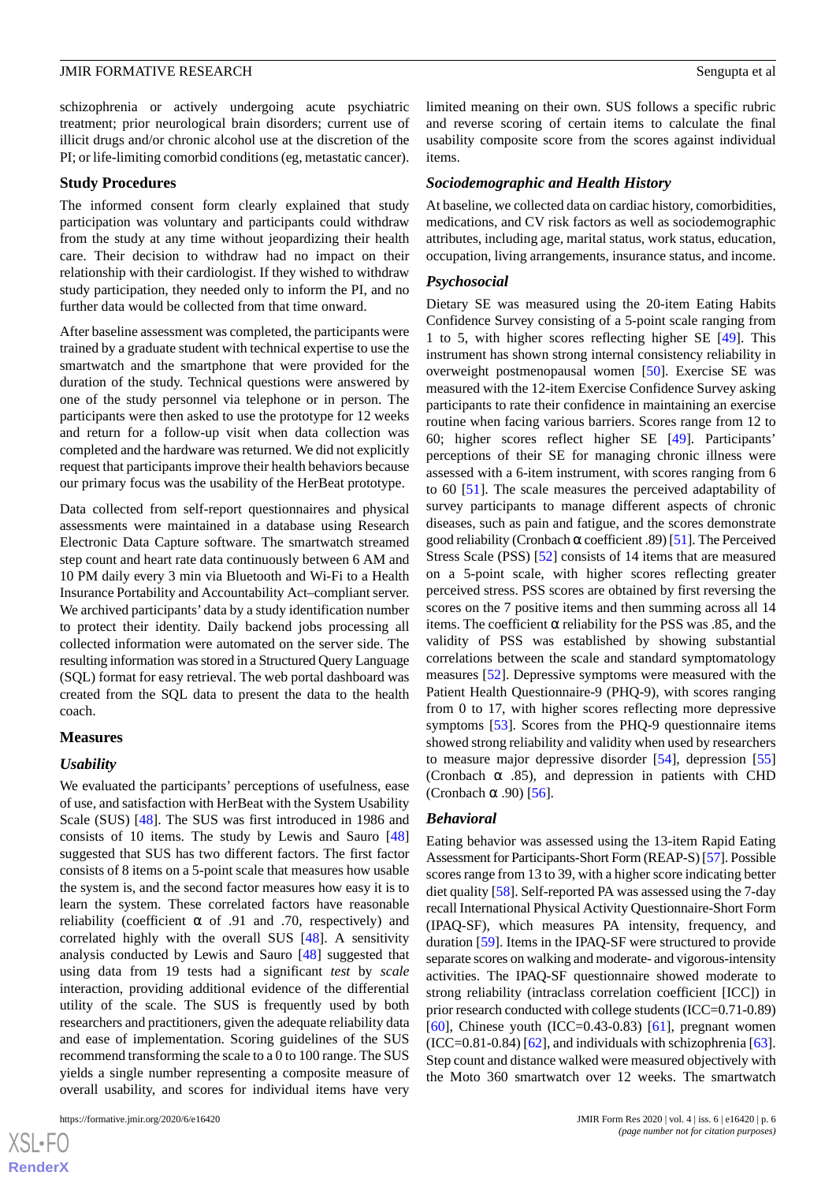schizophrenia or actively undergoing acute psychiatric treatment; prior neurological brain disorders; current use of illicit drugs and/or chronic alcohol use at the discretion of the PI; or life-limiting comorbid conditions (eg, metastatic cancer).

### Study Procedures

The informed consent form clearly explained that study participation was voluntary and participants could withdraw from the study at any time without jeopardizing their health care. Their decision to withdraw had no impact on their relationship with their cardiologist. If they wished to withdraw study participation, they needed only to inform the PI, and no further data would be collected from that time onward.

After baseline assessment was completed, the participants were trained by a graduate student with technical expertise to use the smartwatch and the smartphone that were provided for the duration of the study. Technical questions were answered by one of the study personnel via telephone or in person. The participants were then asked to use the prototype for 12 weeks and return for a follow-up visit when data collection was completed and the hardware was returned. We did not explicitly request that participants improve their health behaviors because our primary focus was the usability of the HerBeat prototype.

Data collected from self-report questionnaires and physical assessments were maintained in a database using Research Electronic Data Capture software. The smartwatch streamed step count and heart rate data continuously between 6 AM and 10 PM daily every 3 min via Bluetooth and Wi-Fi to a Health Insurance Portability and Accountability Act–compliant server. We archived participants' data by a study identification number to protect their identity. Daily backend jobs processing all collected information were automated on the server side. The resulting information was stored in a Structured Query Language (SQL) format for easy retrieval. The web portal dashboard was created from the SQL data to present the data to the health coach.

### Measures

#### *Usability*

We evaluated the participants' perceptions of usefulness, ease of use, and satisfaction with HerBeat with the System Usability Scale (SUS) [48]. The SUS was first introduced in 1986 and consists of 10 items. The study by Lewis and Sauro [48] suggested that SUS has two different factors. The first factor consists of 8 items on a 5-point scale that measures how usable the system is, and the second factor measures how easy it is to learn the system. These correlated factors have reasonable reliability (coefficient α of .91 and .70, respectively) and correlated highly with the overall SUS [48]. A sensitivity analysis conducted by Lewis and Sauro [48] suggested that using data from 19 tests had a significant *test* by *scale* interaction, providing additional evidence of the differential utility of the scale. The SUS is frequently used by both researchers and practitioners, given the adequate reliability data and ease of implementation. Scoring guidelines of the SUS recommend transforming the scale to a 0 to 100 range. The SUS yields a single number representing a composite measure of overall usability, and scores for individual items have very limited meaning on their own. SUS follows a specific rubric and reverse scoring of certain items to calculate the final usability composite score from the scores against individual items.

#### *Sociodemographic and Health History*

At baseline, we collected data on cardiac history, comorbidities, medications, and CV risk factors as well as sociodemographic attributes, including age, marital status, work status, education, occupation, living arrangements, insurance status, and income.

#### *Psychosocial*

Dietary SE was measured using the 20-item Eating Habits Confidence Survey consisting of a 5-point scale ranging from 1 to 5, with higher scores reflecting higher SE [49]. This instrument has shown strong internal consistency reliability in overweight postmenopausal women [50]. Exercise SE was measured with the 12-item Exercise Confidence Survey asking participants to rate their confidence in maintaining an exercise routine when facing various barriers. Scores range from 12 to 60; higher scores reflect higher SE [49]. Participants' perceptions of their SE for managing chronic illness were assessed with a 6-item instrument, with scores ranging from 6 to 60 [51]. The scale measures the perceived adaptability of survey participants to manage different aspects of chronic diseases, such as pain and fatigue, and the scores demonstrate good reliability (Cronbach α coefficient .89) [51]. The Perceived Stress Scale (PSS) [52] consists of 14 items that are measured on a 5-point scale, with higher scores reflecting greater perceived stress. PSS scores are obtained by first reversing the scores on the 7 positive items and then summing across all 14 items. The coefficient α reliability for the PSS was .85, and the validity of PSS was established by showing substantial correlations between the scale and standard symptomatology measures [52]. Depressive symptoms were measured with the Patient Health Questionnaire-9 (PHQ-9), with scores ranging from 0 to 17, with higher scores reflecting more depressive symptoms [53]. Scores from the PHQ-9 questionnaire items showed strong reliability and validity when used by researchers to measure major depressive disorder [54], depression [55] (Cronbach α .85), and depression in patients with CHD (Cronbach α .90) [56].

#### *Behavioral*

Eating behavior was assessed using the 13-item Rapid Eating Assessment for Participants-Short Form (REAP-S) [57]. Possible scores range from 13 to 39, with a higher score indicating better diet quality [58]. Self-reported PA was assessed using the 7-day recall International Physical Activity Questionnaire-Short Form (IPAQ-SF), which measures PA intensity, frequency, and duration [59]. Items in the IPAQ-SF were structured to provide separate scores on walking and moderate- and vigorous-intensity activities. The IPAQ-SF questionnaire showed moderate to strong reliability (intraclass correlation coefficient [ICC]) in prior research conducted with college students (ICC=0.71-0.89) [60], Chinese youth (ICC=0.43-0.83) [61], pregnant women (ICC=0.81-0.84) [62], and individuals with schizophrenia [63]. Step count and distance walked were measured objectively with the Moto 360 smartwatch over 12 weeks. The smartwatch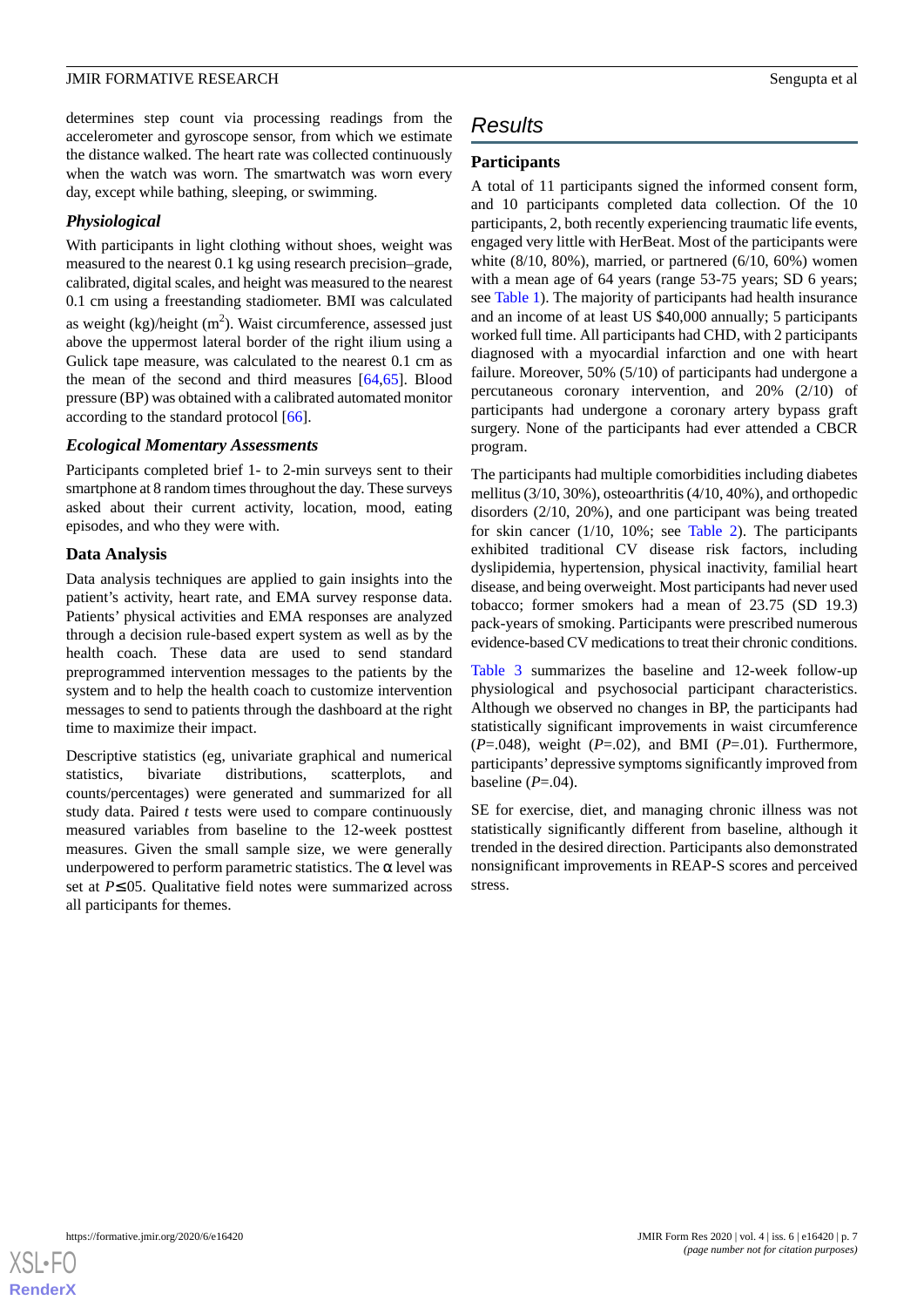determines step count via processing readings from the accelerometer and gyroscope sensor, from which we estimate the distance walked. The heart rate was collected continuously when the watch was worn. The smartwatch was worn every day, except while bathing, sleeping, or swimming.

### *Physiological*

With participants in light clothing without shoes, weight was measured to the nearest 0.1 kg using research precision–grade, calibrated, digital scales, and height was measured to the nearest 0.1 cm using a freestanding stadiometer. BMI was calculated as weight (kg)/height ($m^2$). Waist circumference, assessed just above the uppermost lateral border of the right ilium using a Gulick tape measure, was calculated to the nearest 0.1 cm as the mean of the second and third measures [64,65]. Blood pressure (BP) was obtained with a calibrated automated monitor according to the standard protocol [66].

### *Ecological Momentary Assessments*

Participants completed brief 1- to 2-min surveys sent to their smartphone at 8 random times throughout the day. These surveys asked about their current activity, location, mood, eating episodes, and who they were with.

### Data Analysis

Data analysis techniques are applied to gain insights into the patient's activity, heart rate, and EMA survey response data. Patients' physical activities and EMA responses are analyzed through a decision rule-based expert system as well as by the health coach. These data are used to send standard preprogrammed intervention messages to the patients by the system and to help the health coach to customize intervention messages to send to patients through the dashboard at the right time to maximize their impact.

Descriptive statistics (eg, univariate graphical and numerical statistics, bivariate distributions, scatterplots, and counts/percentages) were generated and summarized for all study data. Paired *t* tests were used to compare continuously measured variables from baseline to the 12-week posttest measures. Given the small sample size, we were generally underpowered to perform parametric statistics. The α level was set at $P \leq .05$. Qualitative field notes were summarized across all participants for themes.

## *Results*

### Participants

A total of 11 participants signed the informed consent form, and 10 participants completed data collection. Of the 10 participants, 2, both recently experiencing traumatic life events, engaged very little with HerBeat. Most of the participants were white (8/10, 80%), married, or partnered (6/10, 60%) women with a mean age of 64 years (range 53-75 years; SD 6 years; see Table 1). The majority of participants had health insurance and an income of at least US $40,000 annually; 5 participants worked full time. All participants had CHD, with 2 participants diagnosed with a myocardial infarction and one with heart failure. Moreover, 50% (5/10) of participants had undergone a percutaneous coronary intervention, and 20% (2/10) of participants had undergone a coronary artery bypass graft surgery. None of the participants had ever attended a CBCR program.

The participants had multiple comorbidities including diabetes mellitus (3/10, 30%), osteoarthritis (4/10, 40%), and orthopedic disorders (2/10, 20%), and one participant was being treated for skin cancer (1/10, 10%; see Table 2). The participants exhibited traditional CV disease risk factors, including dyslipidemia, hypertension, physical inactivity, familial heart disease, and being overweight. Most participants had never used tobacco; former smokers had a mean of 23.75 (SD 19.3) pack-years of smoking. Participants were prescribed numerous evidence-based CV medications to treat their chronic conditions.

Table 3 summarizes the baseline and 12-week follow-up physiological and psychosocial participant characteristics. Although we observed no changes in BP, the participants had statistically significant improvements in waist circumference ($P=.048$), weight ($P=.02$), and BMI ($P=.01$). Furthermore, participants' depressive symptoms significantly improved from baseline ($P=.04$).

SE for exercise, diet, and managing chronic illness was not statistically significantly different from baseline, although it trended in the desired direction. Participants also demonstrated nonsignificant improvements in REAP-S scores and perceived stress.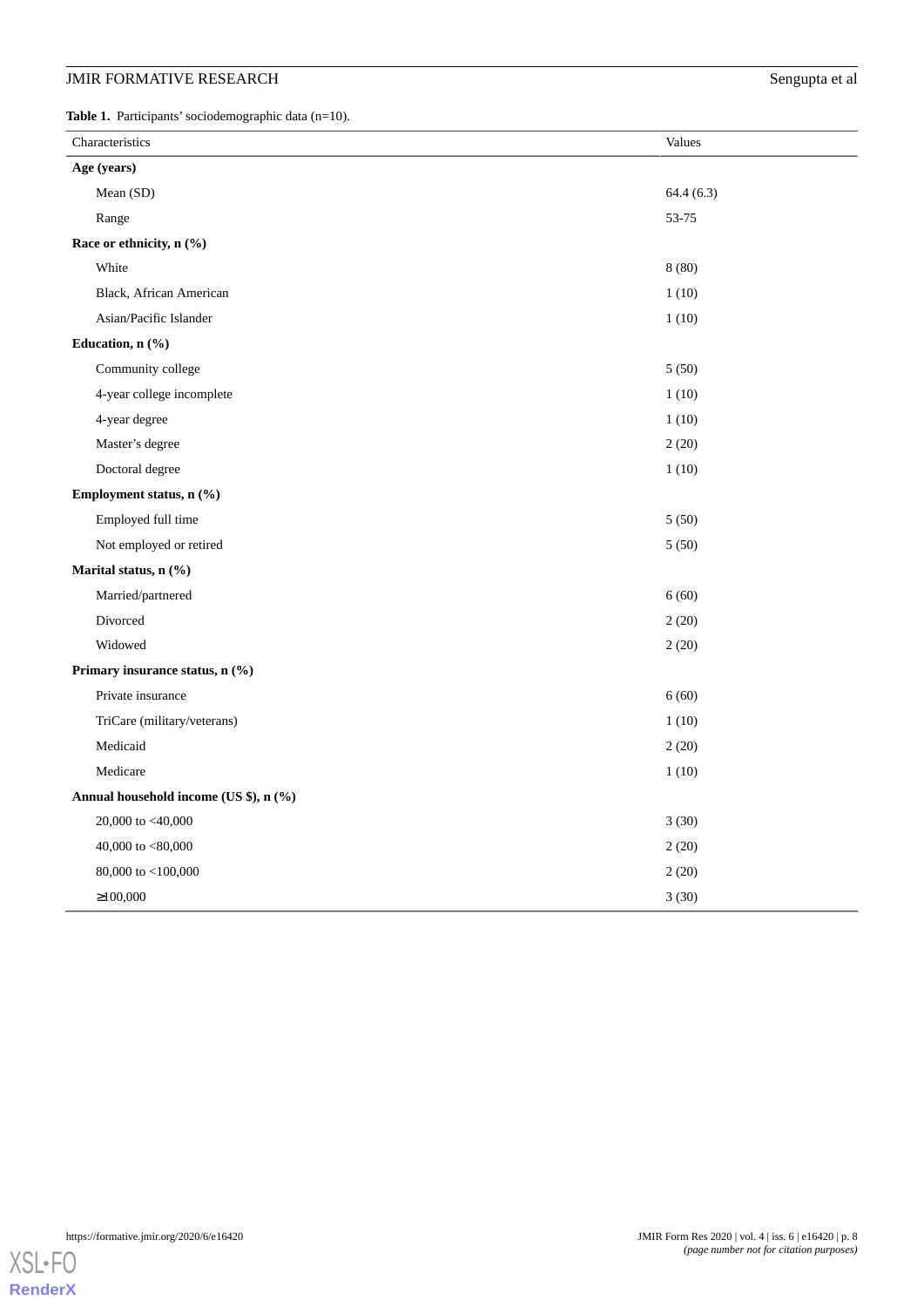**Table 1.** Participants' sociodemographic data (n=10).

| Characteristics | Values |
|---|---|
| **Age (years)** | |
| Mean (SD) | 64.4 (6.3) |
| Range | 53-75 |
| **Race or ethnicity, n (%)** | |
| White | 8 (80) |
| Black, African American | 1 (10) |
| Asian/Pacific Islander | 1 (10) |
| **Education, n (%)** | |
| Community college | 5 (50) |
| 4-year college incomplete | 1 (10) |
| 4-year degree | 1 (10) |
| Master's degree | 2 (20) |
| Doctoral degree | 1 (10) |
| **Employment status, n (%)** | |
| Employed full time | 5 (50) |
| Not employed or retired | 5 (50) |
| **Marital status, n (%)** | |
| Married/partnered | 6 (60) |
| Divorced | 2 (20) |
| Widowed | 2 (20) |
| **Primary insurance status, n (%)** | |
| Private insurance | 6 (60) |
| TriCare (military/veterans) | 1 (10) |
| Medicaid | 2 (20) |
| Medicare | 1 (10) |
| **Annual household income (US $), n (%)** | |
| 20,000 to <40,000 | 3 (30) |
| 40,000 to <80,000 | 2 (20) |
| 80,000 to <100,000 | 2 (20) |
| ≥100,000 | 3 (30) |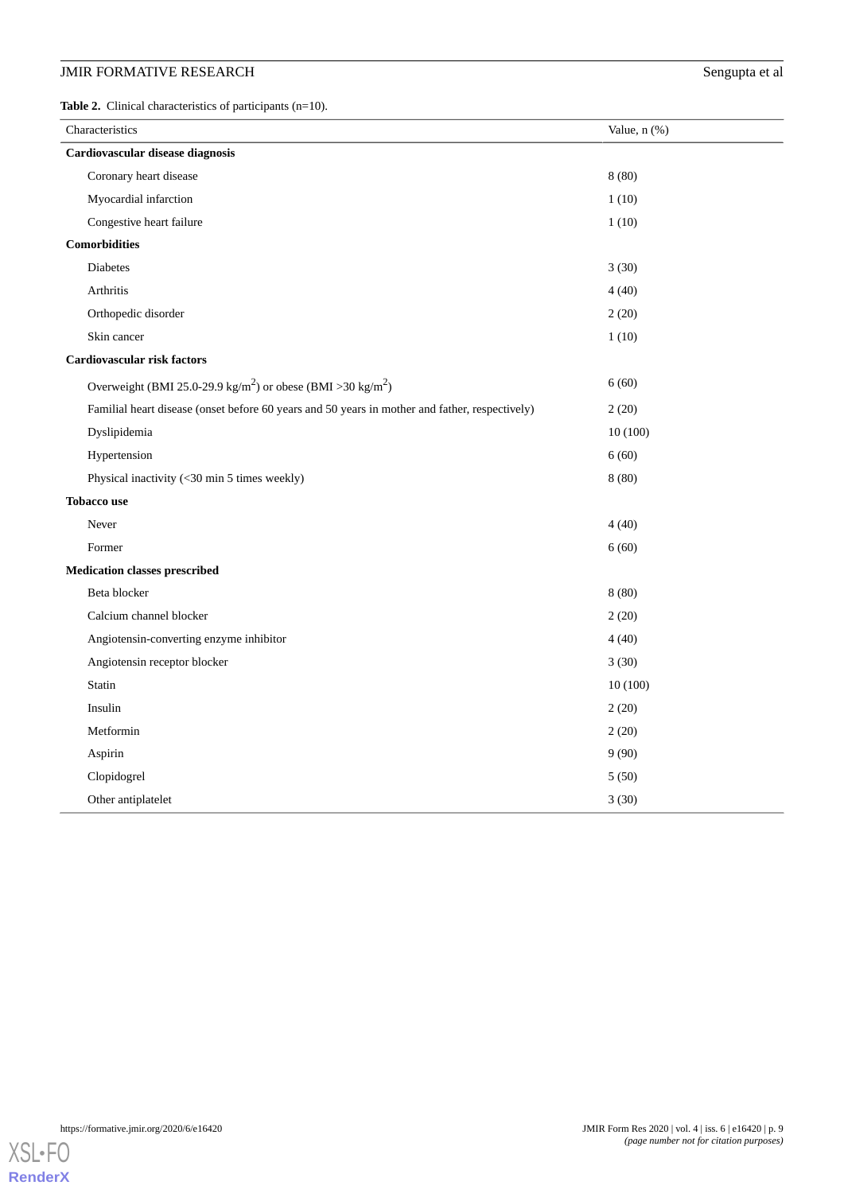**Table 2.** Clinical characteristics of participants (n=10).

| Characteristics | Value, n (%) |
|---|---|
| **Cardiovascular disease diagnosis** | |
| Coronary heart disease | 8 (80) |
| Myocardial infarction | 1 (10) |
| Congestive heart failure | 1 (10) |
| **Comorbidities** | |
| Diabetes | 3 (30) |
| Arthritis | 4 (40) |
| Orthopedic disorder | 2 (20) |
| Skin cancer | 1 (10) |
| **Cardiovascular risk factors** | |
| Overweight (BMI 25.0-29.9 kg/m$^2$) or obese (BMI >30 kg/m$^2$) | 6 (60) |
| Familial heart disease (onset before 60 years and 50 years in mother and father, respectively) | 2 (20) |
| Dyslipidemia | 10 (100) |
| Hypertension | 6 (60) |
| Physical inactivity (<30 min 5 times weekly) | 8 (80) |
| **Tobacco use** | |
| Never | 4 (40) |
| Former | 6 (60) |
| **Medication classes prescribed** | |
| Beta blocker | 8 (80) |
| Calcium channel blocker | 2 (20) |
| Angiotensin-converting enzyme inhibitor | 4 (40) |
| Angiotensin receptor blocker | 3 (30) |
| Statin | 10 (100) |
| Insulin | 2 (20) |
| Metformin | 2 (20) |
| Aspirin | 9 (90) |
| Clopidogrel | 5 (50) |
| Other antiplatelet | 3 (30) |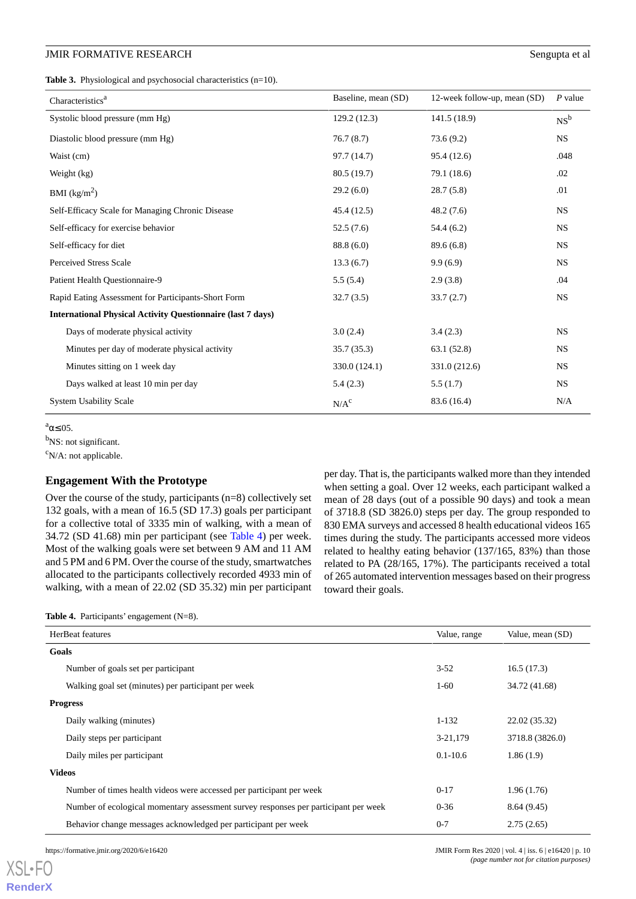**Table 3.** Physiological and psychosocial characteristics (n=10).

| Characteristics[a] | Baseline, mean (SD) | 12-week follow-up, mean (SD) | *P* value |
|---|---|---|---|
| Systolic blood pressure (mm Hg) | 129.2 (12.3) | 141.5 (18.9) | NS[b] |
| Diastolic blood pressure (mm Hg) | 76.7 (8.7) | 73.6 (9.2) | NS |
| Waist (cm) | 97.7 (14.7) | 95.4 (12.6) | .048 |
| Weight (kg) | 80.5 (19.7) | 79.1 (18.6) | .02 |
| BMI (kg/m$^2$) | 29.2 (6.0) | 28.7 (5.8) | .01 |
| Self-Efficacy Scale for Managing Chronic Disease | 45.4 (12.5) | 48.2 (7.6) | NS |
| Self-efficacy for exercise behavior | 52.5 (7.6) | 54.4 (6.2) | NS |
| Self-efficacy for diet | 88.8 (6.0) | 89.6 (6.8) | NS |
| Perceived Stress Scale | 13.3 (6.7) | 9.9 (6.9) | NS |
| Patient Health Questionnaire-9 | 5.5 (5.4) | 2.9 (3.8) | .04 |
| Rapid Eating Assessment for Participants-Short Form | 32.7 (3.5) | 33.7 (2.7) | NS |
| **International Physical Activity Questionnaire (last 7 days)** | | | |
| Days of moderate physical activity | 3.0 (2.4) | 3.4 (2.3) | NS |
| Minutes per day of moderate physical activity | 35.7 (35.3) | 63.1 (52.8) | NS |
| Minutes sitting on 1 week day | 330.0 (124.1) | 331.0 (212.6) | NS |
| Days walked at least 10 min per day | 5.4 (2.3) | 5.5 (1.7) | NS |
| System Usability Scale | N/A[c] | 83.6 (16.4) | N/A |

[a]$\alpha \leq .05$.

[b]NS: not significant.

[c]N/A: not applicable.

## Engagement With the Prototype

Over the course of the study, participants (n=8) collectively set 132 goals, with a mean of 16.5 (SD 17.3) goals per participant for a collective total of 3335 min of walking, with a mean of 34.72 (SD 41.68) min per participant (see Table 4) per week. Most of the walking goals were set between 9 AM and 11 AM and 5 PM and 6 PM. Over the course of the study, smartwatches allocated to the participants collectively recorded 4933 min of walking, with a mean of 22.02 (SD 35.32) min per participant per day. That is, the participants walked more than they intended when setting a goal. Over 12 weeks, each participant walked a mean of 28 days (out of a possible 90 days) and took a mean of 3718.8 (SD 3826.0) steps per day. The group responded to 830 EMA surveys and accessed 8 health educational videos 165 times during the study. The participants accessed more videos related to healthy eating behavior (137/165, 83%) than those related to PA (28/165, 17%). The participants received a total of 265 automated intervention messages based on their progress toward their goals.

**Table 4.** Participants' engagement (N=8).

| HerBeat features | Value, range | Value, mean (SD) |
|---|---|---|
| **Goals** | | |
| Number of goals set per participant | 3-52 | 16.5 (17.3) |
| Walking goal set (minutes) per participant per week | 1-60 | 34.72 (41.68) |
| **Progress** | | |
| Daily walking (minutes) | 1-132 | 22.02 (35.32) |
| Daily steps per participant | 3-21,179 | 3718.8 (3826.0) |
| Daily miles per participant | 0.1-10.6 | 1.86 (1.9) |
| **Videos** | | |
| Number of times health videos were accessed per participant per week | 0-17 | 1.96 (1.76) |
| Number of ecological momentary assessment survey responses per participant per week | 0-36 | 8.64 (9.45) |
| Behavior change messages acknowledged per participant per week | 0-7 | 2.75 (2.65) |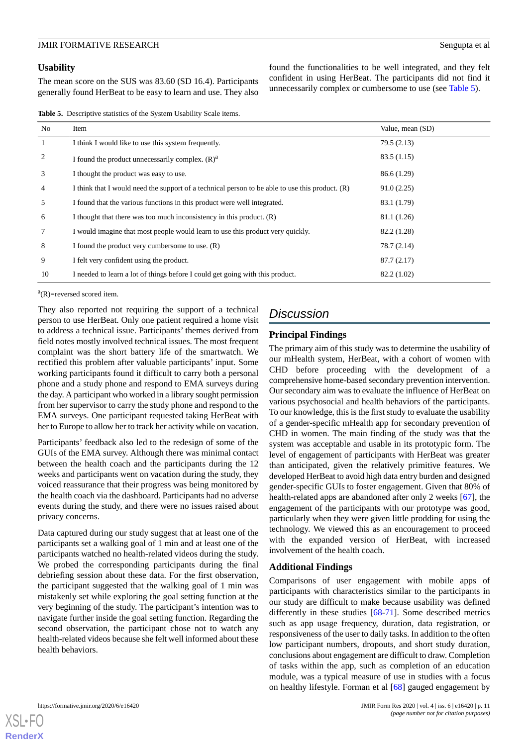## Usability

The mean score on the SUS was 83.60 (SD 16.4). Participants generally found HerBeat to be easy to learn and use. They also found the functionalities to be well integrated, and they felt confident in using HerBeat. The participants did not find it unnecessarily complex or cumbersome to use (see Table 5).

**Table 5.** Descriptive statistics of the System Usability Scale items.

| No | Item | Value, mean (SD) |
|---|---|---|
| 1 | I think I would like to use this system frequently. | 79.5 (2.13) |
| 2 | I found the product unnecessarily complex. (R)[a] | 83.5 (1.15) |
| 3 | I thought the product was easy to use. | 86.6 (1.29) |
| 4 | I think that I would need the support of a technical person to be able to use this product. (R) | 91.0 (2.25) |
| 5 | I found that the various functions in this product were well integrated. | 83.1 (1.79) |
| 6 | I thought that there was too much inconsistency in this product. (R) | 81.1 (1.26) |
| 7 | I would imagine that most people would learn to use this product very quickly. | 82.2 (1.28) |
| 8 | I found the product very cumbersome to use. (R) | 78.7 (2.14) |
| 9 | I felt very confident using the product. | 87.7 (2.17) |
| 10 | I needed to learn a lot of things before I could get going with this product. | 82.2 (1.02) |

[a](R)=reversed scored item.

They also reported not requiring the support of a technical person to use HerBeat. Only one patient required a home visit to address a technical issue. Participants' themes derived from field notes mostly involved technical issues. The most frequent complaint was the short battery life of the smartwatch. We rectified this problem after valuable participants' input. Some working participants found it difficult to carry both a personal phone and a study phone and respond to EMA surveys during the day. A participant who worked in a library sought permission from her supervisor to carry the study phone and respond to the EMA surveys. One participant requested taking HerBeat with her to Europe to allow her to track her activity while on vacation.

Participants' feedback also led to the redesign of some of the GUIs of the EMA survey. Although there was minimal contact between the health coach and the participants during the 12 weeks and participants went on vacation during the study, they voiced reassurance that their progress was being monitored by the health coach via the dashboard. Participants had no adverse events during the study, and there were no issues raised about privacy concerns.

Data captured during our study suggest that at least one of the participants set a walking goal of 1 min and at least one of the participants watched no health-related videos during the study. We probed the corresponding participants during the final debriefing session about these data. For the first observation, the participant suggested that the walking goal of 1 min was mistakenly set while exploring the goal setting function at the very beginning of the study. The participant's intention was to navigate further inside the goal setting function. Regarding the second observation, the participant chose not to watch any health-related videos because she felt well informed about these health behaviors.

# Discussion

## Principal Findings

The primary aim of this study was to determine the usability of our mHealth system, HerBeat, with a cohort of women with CHD before proceeding with the development of a comprehensive home-based secondary prevention intervention. Our secondary aim was to evaluate the influence of HerBeat on various psychosocial and health behaviors of the participants. To our knowledge, this is the first study to evaluate the usability of a gender-specific mHealth app for secondary prevention of CHD in women. The main finding of the study was that the system was acceptable and usable in its prototypic form. The level of engagement of participants with HerBeat was greater than anticipated, given the relatively primitive features. We developed HerBeat to avoid high data entry burden and designed gender-specific GUIs to foster engagement. Given that 80% of health-related apps are abandoned after only 2 weeks [67], the engagement of the participants with our prototype was good, particularly when they were given little prodding for using the technology. We viewed this as an encouragement to proceed with the expanded version of HerBeat, with increased involvement of the health coach.

## Additional Findings

Comparisons of user engagement with mobile apps of participants with characteristics similar to the participants in our study are difficult to make because usability was defined differently in these studies [68-71]. Some described metrics such as app usage frequency, duration, data registration, or responsiveness of the user to daily tasks. In addition to the often low participant numbers, dropouts, and short study duration, conclusions about engagement are difficult to draw. Completion of tasks within the app, such as completion of an education module, was a typical measure of use in studies with a focus on healthy lifestyle. Forman et al [68] gauged engagement by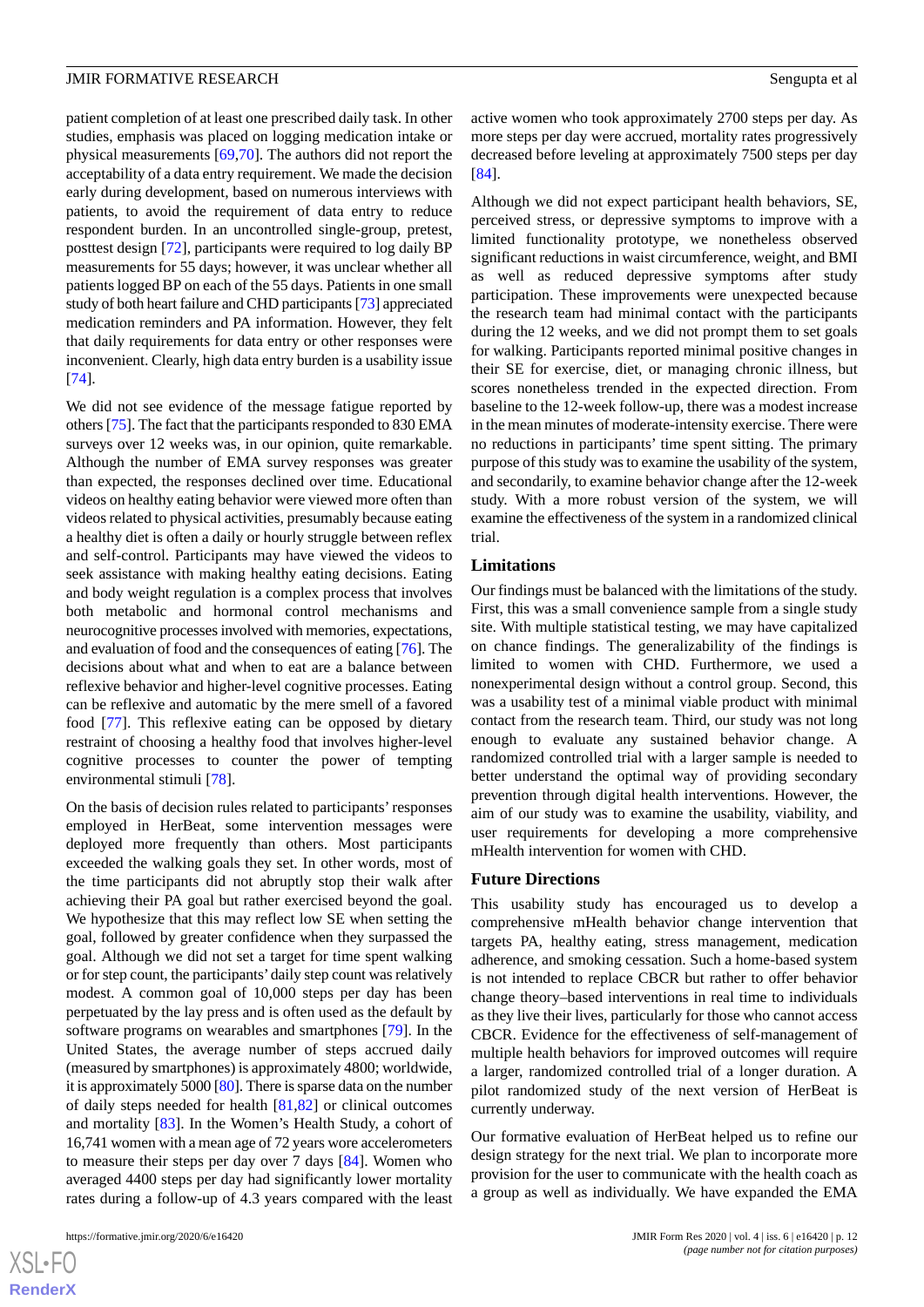patient completion of at least one prescribed daily task. In other studies, emphasis was placed on logging medication intake or physical measurements [69,70]. The authors did not report the acceptability of a data entry requirement. We made the decision early during development, based on numerous interviews with patients, to avoid the requirement of data entry to reduce respondent burden. In an uncontrolled single-group, pretest, posttest design [72], participants were required to log daily BP measurements for 55 days; however, it was unclear whether all patients logged BP on each of the 55 days. Patients in one small study of both heart failure and CHD participants [73] appreciated medication reminders and PA information. However, they felt that daily requirements for data entry or other responses were inconvenient. Clearly, high data entry burden is a usability issue [74].

We did not see evidence of the message fatigue reported by others [75]. The fact that the participants responded to 830 EMA surveys over 12 weeks was, in our opinion, quite remarkable. Although the number of EMA survey responses was greater than expected, the responses declined over time. Educational videos on healthy eating behavior were viewed more often than videos related to physical activities, presumably because eating a healthy diet is often a daily or hourly struggle between reflex and self-control. Participants may have viewed the videos to seek assistance with making healthy eating decisions. Eating and body weight regulation is a complex process that involves both metabolic and hormonal control mechanisms and neurocognitive processes involved with memories, expectations, and evaluation of food and the consequences of eating [76]. The decisions about what and when to eat are a balance between reflexive behavior and higher-level cognitive processes. Eating can be reflexive and automatic by the mere smell of a favored food [77]. This reflexive eating can be opposed by dietary restraint of choosing a healthy food that involves higher-level cognitive processes to counter the power of tempting environmental stimuli [78].

On the basis of decision rules related to participants' responses employed in HerBeat, some intervention messages were deployed more frequently than others. Most participants exceeded the walking goals they set. In other words, most of the time participants did not abruptly stop their walk after achieving their PA goal but rather exercised beyond the goal. We hypothesize that this may reflect low SE when setting the goal, followed by greater confidence when they surpassed the goal. Although we did not set a target for time spent walking or for step count, the participants' daily step count was relatively modest. A common goal of 10,000 steps per day has been perpetuated by the lay press and is often used as the default by software programs on wearables and smartphones [79]. In the United States, the average number of steps accrued daily (measured by smartphones) is approximately 4800; worldwide, it is approximately 5000 [80]. There is sparse data on the number of daily steps needed for health [81,82] or clinical outcomes and mortality [83]. In the Women's Health Study, a cohort of 16,741 women with a mean age of 72 years wore accelerometers to measure their steps per day over 7 days [84]. Women who averaged 4400 steps per day had significantly lower mortality rates during a follow-up of 4.3 years compared with the least active women who took approximately 2700 steps per day. As more steps per day were accrued, mortality rates progressively decreased before leveling at approximately 7500 steps per day [84].

Although we did not expect participant health behaviors, SE, perceived stress, or depressive symptoms to improve with a limited functionality prototype, we nonetheless observed significant reductions in waist circumference, weight, and BMI as well as reduced depressive symptoms after study participation. These improvements were unexpected because the research team had minimal contact with the participants during the 12 weeks, and we did not prompt them to set goals for walking. Participants reported minimal positive changes in their SE for exercise, diet, or managing chronic illness, but scores nonetheless trended in the expected direction. From baseline to the 12-week follow-up, there was a modest increase in the mean minutes of moderate-intensity exercise. There were no reductions in participants' time spent sitting. The primary purpose of this study was to examine the usability of the system, and secondarily, to examine behavior change after the 12-week study. With a more robust version of the system, we will examine the effectiveness of the system in a randomized clinical trial.

## Limitations

Our findings must be balanced with the limitations of the study. First, this was a small convenience sample from a single study site. With multiple statistical testing, we may have capitalized on chance findings. The generalizability of the findings is limited to women with CHD. Furthermore, we used a nonexperimental design without a control group. Second, this was a usability test of a minimal viable product with minimal contact from the research team. Third, our study was not long enough to evaluate any sustained behavior change. A randomized controlled trial with a larger sample is needed to better understand the optimal way of providing secondary prevention through digital health interventions. However, the aim of our study was to examine the usability, viability, and user requirements for developing a more comprehensive mHealth intervention for women with CHD.

## Future Directions

This usability study has encouraged us to develop a comprehensive mHealth behavior change intervention that targets PA, healthy eating, stress management, medication adherence, and smoking cessation. Such a home-based system is not intended to replace CBCR but rather to offer behavior change theory–based interventions in real time to individuals as they live their lives, particularly for those who cannot access CBCR. Evidence for the effectiveness of self-management of multiple health behaviors for improved outcomes will require a larger, randomized controlled trial of a longer duration. A pilot randomized study of the next version of HerBeat is currently underway.

Our formative evaluation of HerBeat helped us to refine our design strategy for the next trial. We plan to incorporate more provision for the user to communicate with the health coach as a group as well as individually. We have expanded the EMA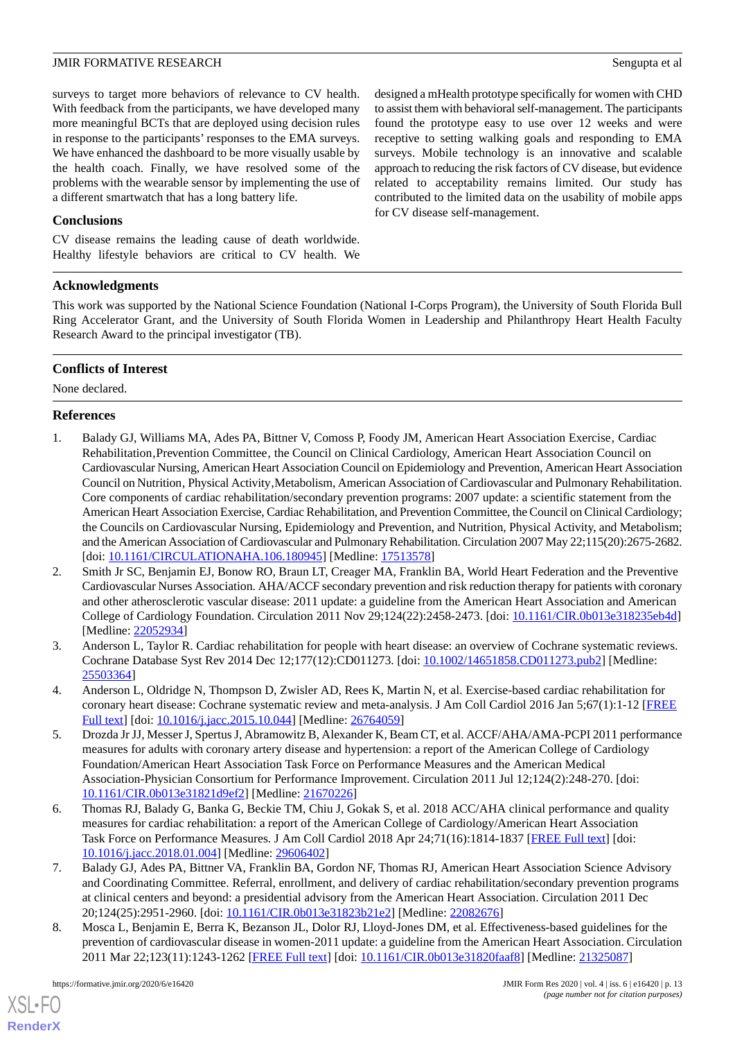surveys to target more behaviors of relevance to CV health. With feedback from the participants, we have developed many more meaningful BCTs that are deployed using decision rules in response to the participants' responses to the EMA surveys. We have enhanced the dashboard to be more visually usable by the health coach. Finally, we have resolved some of the problems with the wearable sensor by implementing the use of a different smartwatch that has a long battery life.

## Conclusions

CV disease remains the leading cause of death worldwide. Healthy lifestyle behaviors are critical to CV health. We designed a mHealth prototype specifically for women with CHD to assist them with behavioral self-management. The participants found the prototype easy to use over 12 weeks and were receptive to setting walking goals and responding to EMA surveys. Mobile technology is an innovative and scalable approach to reducing the risk factors of CV disease, but evidence related to acceptability remains limited. Our study has contributed to the limited data on the usability of mobile apps for CV disease self-management.

## Acknowledgments

This work was supported by the National Science Foundation (National I-Corps Program), the University of South Florida Bull Ring Accelerator Grant, and the University of South Florida Women in Leadership and Philanthropy Heart Health Faculty Research Award to the principal investigator (TB).

## Conflicts of Interest

None declared.

## References

1. Balady GJ, Williams MA, Ades PA, Bittner V, Comoss P, Foody JM, American Heart Association Exercise, Cardiac Rehabilitation,Prevention Committee, the Council on Clinical Cardiology, American Heart Association Council on Cardiovascular Nursing, American Heart Association Council on Epidemiology and Prevention, American Heart Association Council on Nutrition, Physical Activity,Metabolism, American Association of Cardiovascular and Pulmonary Rehabilitation. Core components of cardiac rehabilitation/secondary prevention programs: 2007 update: a scientific statement from the American Heart Association Exercise, Cardiac Rehabilitation, and Prevention Committee, the Council on Clinical Cardiology; the Councils on Cardiovascular Nursing, Epidemiology and Prevention, and Nutrition, Physical Activity, and Metabolism; and the American Association of Cardiovascular and Pulmonary Rehabilitation. Circulation 2007 May 22;115(20):2675-2682. [doi: 10.1161/CIRCULATIONAHA.106.180945] [Medline: 17513578]
2. Smith Jr SC, Benjamin EJ, Bonow RO, Braun LT, Creager MA, Franklin BA, World Heart Federation and the Preventive Cardiovascular Nurses Association. AHA/ACCF secondary prevention and risk reduction therapy for patients with coronary and other atherosclerotic vascular disease: 2011 update: a guideline from the American Heart Association and American College of Cardiology Foundation. Circulation 2011 Nov 29;124(22):2458-2473. [doi: 10.1161/CIR.0b013e318235eb4d] [Medline: 22052934]
3. Anderson L, Taylor R. Cardiac rehabilitation for people with heart disease: an overview of Cochrane systematic reviews. Cochrane Database Syst Rev 2014 Dec 12;177(12):CD011273. [doi: 10.1002/14651858.CD011273.pub2] [Medline: 25503364]
4. Anderson L, Oldridge N, Thompson D, Zwisler AD, Rees K, Martin N, et al. Exercise-based cardiac rehabilitation for coronary heart disease: Cochrane systematic review and meta-analysis. J Am Coll Cardiol 2016 Jan 5;67(1):1-12 [FREE Full text] [doi: 10.1016/j.jacc.2015.10.044] [Medline: 26764059]
5. Drozda Jr JJ, Messer J, Spertus J, Abramowitz B, Alexander K, Beam CT, et al. ACCF/AHA/AMA-PCPI 2011 performance measures for adults with coronary artery disease and hypertension: a report of the American College of Cardiology Foundation/American Heart Association Task Force on Performance Measures and the American Medical Association-Physician Consortium for Performance Improvement. Circulation 2011 Jul 12;124(2):248-270. [doi: 10.1161/CIR.0b013e31821d9ef2] [Medline: 21670226]
6. Thomas RJ, Balady G, Banka G, Beckie TM, Chiu J, Gokak S, et al. 2018 ACC/AHA clinical performance and quality measures for cardiac rehabilitation: a report of the American College of Cardiology/American Heart Association Task Force on Performance Measures. J Am Coll Cardiol 2018 Apr 24;71(16):1814-1837 [FREE Full text] [doi: 10.1016/j.jacc.2018.01.004] [Medline: 29606402]
7. Balady GJ, Ades PA, Bittner VA, Franklin BA, Gordon NF, Thomas RJ, American Heart Association Science Advisory and Coordinating Committee. Referral, enrollment, and delivery of cardiac rehabilitation/secondary prevention programs at clinical centers and beyond: a presidential advisory from the American Heart Association. Circulation 2011 Dec 20;124(25):2951-2960. [doi: 10.1161/CIR.0b013e31823b21e2] [Medline: 22082676]
8. Mosca L, Benjamin E, Berra K, Bezanson JL, Dolor RJ, Lloyd-Jones DM, et al. Effectiveness-based guidelines for the prevention of cardiovascular disease in women-2011 update: a guideline from the American Heart Association. Circulation 2011 Mar 22;123(11):1243-1262 [FREE Full text] [doi: 10.1161/CIR.0b013e31820faaf8] [Medline: 21325087]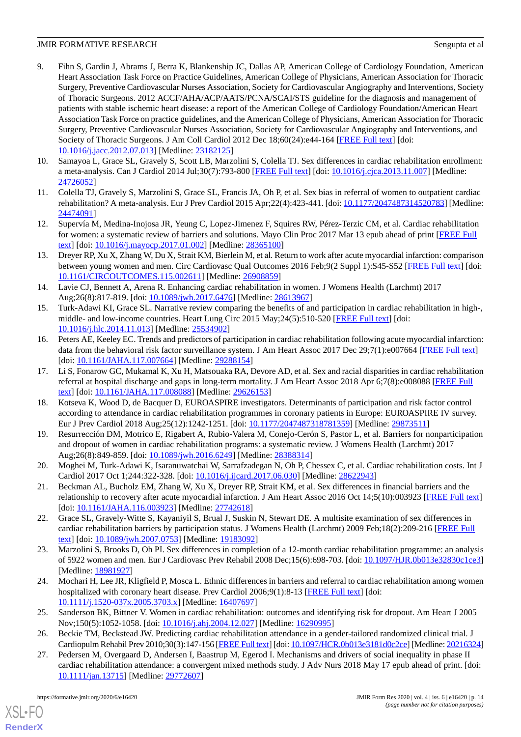9. Fihn S, Gardin J, Abrams J, Berra K, Blankenship JC, Dallas AP, American College of Cardiology Foundation, American Heart Association Task Force on Practice Guidelines, American College of Physicians, American Association for Thoracic Surgery, Preventive Cardiovascular Nurses Association, Society for Cardiovascular Angiography and Interventions, Society of Thoracic Surgeons. 2012 ACCF/AHA/ACP/AATS/PCNA/SCAI/STS guideline for the diagnosis and management of patients with stable ischemic heart disease: a report of the American College of Cardiology Foundation/American Heart Association Task Force on practice guidelines, and the American College of Physicians, American Association for Thoracic Surgery, Preventive Cardiovascular Nurses Association, Society for Cardiovascular Angiography and Interventions, and Society of Thoracic Surgeons. J Am Coll Cardiol 2012 Dec 18;60(24):e44-164 [FREE Full text] [doi: 10.1016/j.jacc.2012.07.013] [Medline: 23182125]
10. Samayoa L, Grace SL, Gravely S, Scott LB, Marzolini S, Colella TJ. Sex differences in cardiac rehabilitation enrollment: a meta-analysis. Can J Cardiol 2014 Jul;30(7):793-800 [FREE Full text] [doi: 10.1016/j.cjca.2013.11.007] [Medline: 24726052]
11. Colella TJ, Gravely S, Marzolini S, Grace SL, Francis JA, Oh P, et al. Sex bias in referral of women to outpatient cardiac rehabilitation? A meta-analysis. Eur J Prev Cardiol 2015 Apr;22(4):423-441. [doi: 10.1177/2047487314520783] [Medline: 24474091]
12. Supervía M, Medina-Inojosa JR, Yeung C, Lopez-Jimenez F, Squires RW, Pérez-Terzic CM, et al. Cardiac rehabilitation for women: a systematic review of barriers and solutions. Mayo Clin Proc 2017 Mar 13 epub ahead of print [FREE Full text] [doi: 10.1016/j.mayocp.2017.01.002] [Medline: 28365100]
13. Dreyer RP, Xu X, Zhang W, Du X, Strait KM, Bierlein M, et al. Return to work after acute myocardial infarction: comparison between young women and men. Circ Cardiovasc Qual Outcomes 2016 Feb;9(2 Suppl 1):S45-S52 [FREE Full text] [doi: 10.1161/CIRCOUTCOMES.115.002611] [Medline: 26908859]
14. Lavie CJ, Bennett A, Arena R. Enhancing cardiac rehabilitation in women. J Womens Health (Larchmt) 2017 Aug;26(8):817-819. [doi: 10.1089/jwh.2017.6476] [Medline: 28613967]
15. Turk-Adawi KI, Grace SL. Narrative review comparing the benefits of and participation in cardiac rehabilitation in high-, middle- and low-income countries. Heart Lung Circ 2015 May;24(5):510-520 [FREE Full text] [doi: 10.1016/j.hlc.2014.11.013] [Medline: 25534902]
16. Peters AE, Keeley EC. Trends and predictors of participation in cardiac rehabilitation following acute myocardial infarction: data from the behavioral risk factor surveillance system. J Am Heart Assoc 2017 Dec 29;7(1):e007664 [FREE Full text] [doi: 10.1161/JAHA.117.007664] [Medline: 29288154]
17. Li S, Fonarow GC, Mukamal K, Xu H, Matsouaka RA, Devore AD, et al. Sex and racial disparities in cardiac rehabilitation referral at hospital discharge and gaps in long-term mortality. J Am Heart Assoc 2018 Apr 6;7(8):e008088 [FREE Full text] [doi: 10.1161/JAHA.117.008088] [Medline: 29626153]
18. Kotseva K, Wood D, de Bacquer D, EUROASPIRE investigators. Determinants of participation and risk factor control according to attendance in cardiac rehabilitation programmes in coronary patients in Europe: EUROASPIRE IV survey. Eur J Prev Cardiol 2018 Aug;25(12):1242-1251. [doi: 10.1177/2047487318781359] [Medline: 29873511]
19. Resurrección DM, Motrico E, Rigabert A, Rubio-Valera M, Conejo-Cerón S, Pastor L, et al. Barriers for nonparticipation and dropout of women in cardiac rehabilitation programs: a systematic review. J Womens Health (Larchmt) 2017 Aug;26(8):849-859. [doi: 10.1089/jwh.2016.6249] [Medline: 28388314]
20. Moghei M, Turk-Adawi K, Isaranuwatchai W, Sarrafzadegan N, Oh P, Chessex C, et al. Cardiac rehabilitation costs. Int J Cardiol 2017 Oct 1;244:322-328. [doi: 10.1016/j.ijcard.2017.06.030] [Medline: 28622943]
21. Beckman AL, Bucholz EM, Zhang W, Xu X, Dreyer RP, Strait KM, et al. Sex differences in financial barriers and the relationship to recovery after acute myocardial infarction. J Am Heart Assoc 2016 Oct 14;5(10):003923 [FREE Full text] [doi: 10.1161/JAHA.116.003923] [Medline: 27742618]
22. Grace SL, Gravely-Witte S, Kayaniyil S, Brual J, Suskin N, Stewart DE. A multisite examination of sex differences in cardiac rehabilitation barriers by participation status. J Womens Health (Larchmt) 2009 Feb;18(2):209-216 [FREE Full text] [doi: 10.1089/jwh.2007.0753] [Medline: 19183092]
23. Marzolini S, Brooks D, Oh PI. Sex differences in completion of a 12-month cardiac rehabilitation programme: an analysis of 5922 women and men. Eur J Cardiovasc Prev Rehabil 2008 Dec;15(6):698-703. [doi: 10.1097/HJR.0b013e32830c1ce3] [Medline: 18981927]
24. Mochari H, Lee JR, Kligfield P, Mosca L. Ethnic differences in barriers and referral to cardiac rehabilitation among women hospitalized with coronary heart disease. Prev Cardiol 2006;9(1):8-13 [FREE Full text] [doi: 10.1111/j.1520-037x.2005.3703.x] [Medline: 16407697]
25. Sanderson BK, Bittner V. Women in cardiac rehabilitation: outcomes and identifying risk for dropout. Am Heart J 2005 Nov;150(5):1052-1058. [doi: 10.1016/j.ahj.2004.12.027] [Medline: 16290995]
26. Beckie TM, Beckstead JW. Predicting cardiac rehabilitation attendance in a gender-tailored randomized clinical trial. J Cardiopulm Rehabil Prev 2010;30(3):147-156 [FREE Full text] [doi: 10.1097/HCR.0b013e3181d0c2ce] [Medline: 20216324]
27. Pedersen M, Overgaard D, Andersen I, Baastrup M, Egerod I. Mechanisms and drivers of social inequality in phase II cardiac rehabilitation attendance: a convergent mixed methods study. J Adv Nurs 2018 May 17 epub ahead of print. [doi: 10.1111/jan.13715] [Medline: 29772607]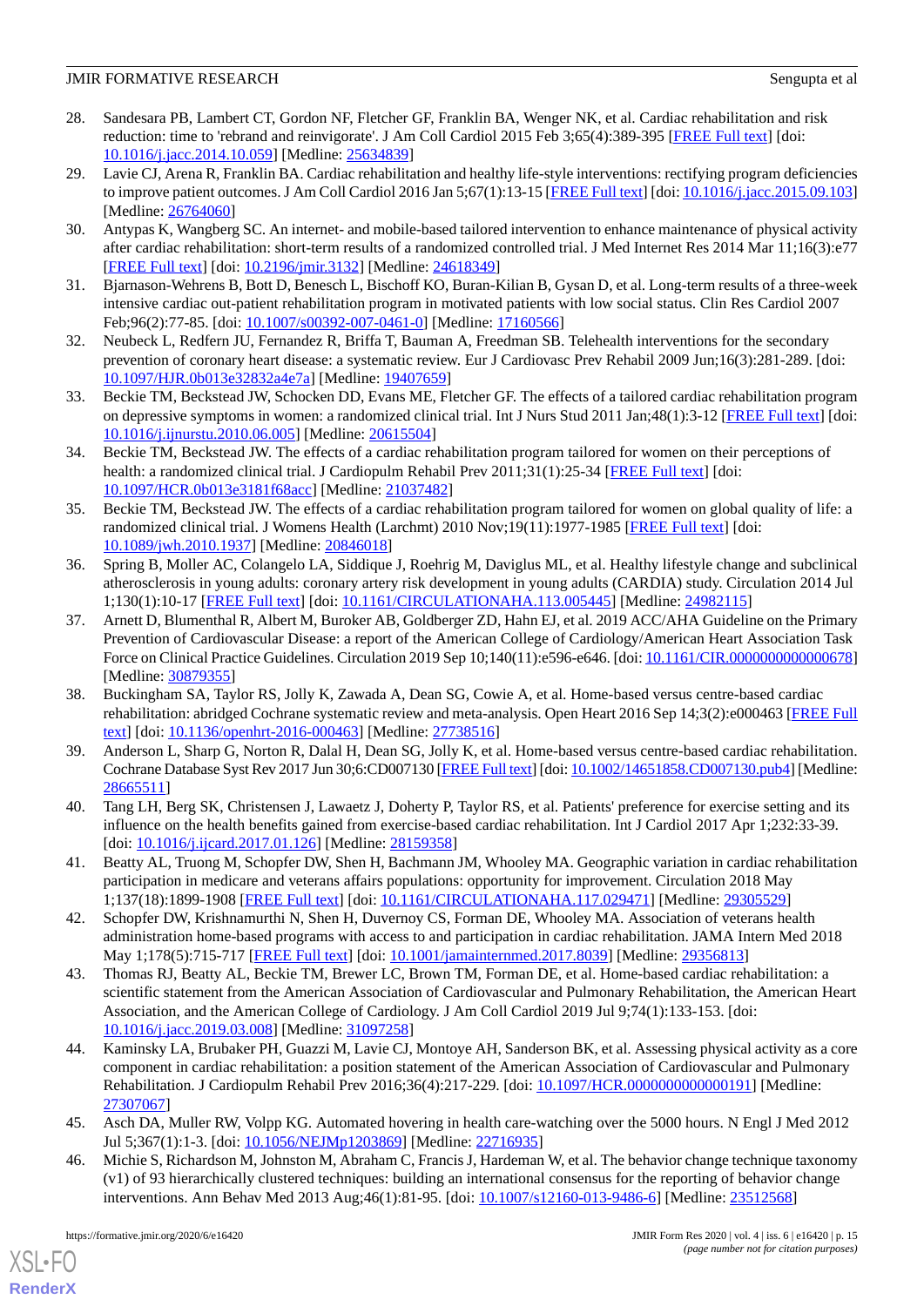28. Sandesara PB, Lambert CT, Gordon NF, Fletcher GF, Franklin BA, Wenger NK, et al. Cardiac rehabilitation and risk reduction: time to 'rebrand and reinvigorate'. J Am Coll Cardiol 2015 Feb 3;65(4):389-395 [FREE Full text] [doi: 10.1016/j.jacc.2014.10.059] [Medline: 25634839]
29. Lavie CJ, Arena R, Franklin BA. Cardiac rehabilitation and healthy life-style interventions: rectifying program deficiencies to improve patient outcomes. J Am Coll Cardiol 2016 Jan 5;67(1):13-15 [FREE Full text] [doi: 10.1016/j.jacc.2015.09.103] [Medline: 26764060]
30. Antypas K, Wangberg SC. An internet- and mobile-based tailored intervention to enhance maintenance of physical activity after cardiac rehabilitation: short-term results of a randomized controlled trial. J Med Internet Res 2014 Mar 11;16(3):e77 [FREE Full text] [doi: 10.2196/jmir.3132] [Medline: 24618349]
31. Bjarnason-Wehrens B, Bott D, Benesch L, Bischoff KO, Buran-Kilian B, Gysan D, et al. Long-term results of a three-week intensive cardiac out-patient rehabilitation program in motivated patients with low social status. Clin Res Cardiol 2007 Feb;96(2):77-85. [doi: 10.1007/s00392-007-0461-0] [Medline: 17160566]
32. Neubeck L, Redfern JU, Fernandez R, Briffa T, Bauman A, Freedman SB. Telehealth interventions for the secondary prevention of coronary heart disease: a systematic review. Eur J Cardiovasc Prev Rehabil 2009 Jun;16(3):281-289. [doi: 10.1097/HJR.0b013e32832a4e7a] [Medline: 19407659]
33. Beckie TM, Beckstead JW, Schocken DD, Evans ME, Fletcher GF. The effects of a tailored cardiac rehabilitation program on depressive symptoms in women: a randomized clinical trial. Int J Nurs Stud 2011 Jan;48(1):3-12 [FREE Full text] [doi: 10.1016/j.ijnurstu.2010.06.005] [Medline: 20615504]
34. Beckie TM, Beckstead JW. The effects of a cardiac rehabilitation program tailored for women on their perceptions of health: a randomized clinical trial. J Cardiopulm Rehabil Prev 2011;31(1):25-34 [FREE Full text] [doi: 10.1097/HCR.0b013e3181f68acc] [Medline: 21037482]
35. Beckie TM, Beckstead JW. The effects of a cardiac rehabilitation program tailored for women on global quality of life: a randomized clinical trial. J Womens Health (Larchmt) 2010 Nov;19(11):1977-1985 [FREE Full text] [doi: 10.1089/jwh.2010.1937] [Medline: 20846018]
36. Spring B, Moller AC, Colangelo LA, Siddique J, Roehrig M, Daviglus ML, et al. Healthy lifestyle change and subclinical atherosclerosis in young adults: coronary artery risk development in young adults (CARDIA) study. Circulation 2014 Jul 1;130(1):10-17 [FREE Full text] [doi: 10.1161/CIRCULATIONAHA.113.005445] [Medline: 24982115]
37. Arnett D, Blumenthal R, Albert M, Buroker AB, Goldberger ZD, Hahn EJ, et al. 2019 ACC/AHA Guideline on the Primary Prevention of Cardiovascular Disease: a report of the American College of Cardiology/American Heart Association Task Force on Clinical Practice Guidelines. Circulation 2019 Sep 10;140(11):e596-e646. [doi: 10.1161/CIR.0000000000000678] [Medline: 30879355]
38. Buckingham SA, Taylor RS, Jolly K, Zawada A, Dean SG, Cowie A, et al. Home-based versus centre-based cardiac rehabilitation: abridged Cochrane systematic review and meta-analysis. Open Heart 2016 Sep 14;3(2):e000463 [FREE Full text] [doi: 10.1136/openhrt-2016-000463] [Medline: 27738516]
39. Anderson L, Sharp G, Norton R, Dalal H, Dean SG, Jolly K, et al. Home-based versus centre-based cardiac rehabilitation. Cochrane Database Syst Rev 2017 Jun 30;6:CD007130 [FREE Full text] [doi: 10.1002/14651858.CD007130.pub4] [Medline: 28665511]
40. Tang LH, Berg SK, Christensen J, Lawaetz J, Doherty P, Taylor RS, et al. Patients' preference for exercise setting and its influence on the health benefits gained from exercise-based cardiac rehabilitation. Int J Cardiol 2017 Apr 1;232:33-39. [doi: 10.1016/j.ijcard.2017.01.126] [Medline: 28159358]
41. Beatty AL, Truong M, Schopfer DW, Shen H, Bachmann JM, Whooley MA. Geographic variation in cardiac rehabilitation participation in medicare and veterans affairs populations: opportunity for improvement. Circulation 2018 May 1;137(18):1899-1908 [FREE Full text] [doi: 10.1161/CIRCULATIONAHA.117.029471] [Medline: 29305529]
42. Schopfer DW, Krishnamurthi N, Shen H, Duvernoy CS, Forman DE, Whooley MA. Association of veterans health administration home-based programs with access to and participation in cardiac rehabilitation. JAMA Intern Med 2018 May 1;178(5):715-717 [FREE Full text] [doi: 10.1001/jamainternmed.2017.8039] [Medline: 29356813]
43. Thomas RJ, Beatty AL, Beckie TM, Brewer LC, Brown TM, Forman DE, et al. Home-based cardiac rehabilitation: a scientific statement from the American Association of Cardiovascular and Pulmonary Rehabilitation, the American Heart Association, and the American College of Cardiology. J Am Coll Cardiol 2019 Jul 9;74(1):133-153. [doi: 10.1016/j.jacc.2019.03.008] [Medline: 31097258]
44. Kaminsky LA, Brubaker PH, Guazzi M, Lavie CJ, Montoye AH, Sanderson BK, et al. Assessing physical activity as a core component in cardiac rehabilitation: a position statement of the American Association of Cardiovascular and Pulmonary Rehabilitation. J Cardiopulm Rehabil Prev 2016;36(4):217-229. [doi: 10.1097/HCR.0000000000000191] [Medline: 27307067]
45. Asch DA, Muller RW, Volpp KG. Automated hovering in health care-watching over the 5000 hours. N Engl J Med 2012 Jul 5;367(1):1-3. [doi: 10.1056/NEJMp1203869] [Medline: 22716935]
46. Michie S, Richardson M, Johnston M, Abraham C, Francis J, Hardeman W, et al. The behavior change technique taxonomy (v1) of 93 hierarchically clustered techniques: building an international consensus for the reporting of behavior change interventions. Ann Behav Med 2013 Aug;46(1):81-95. [doi: 10.1007/s12160-013-9486-6] [Medline: 23512568]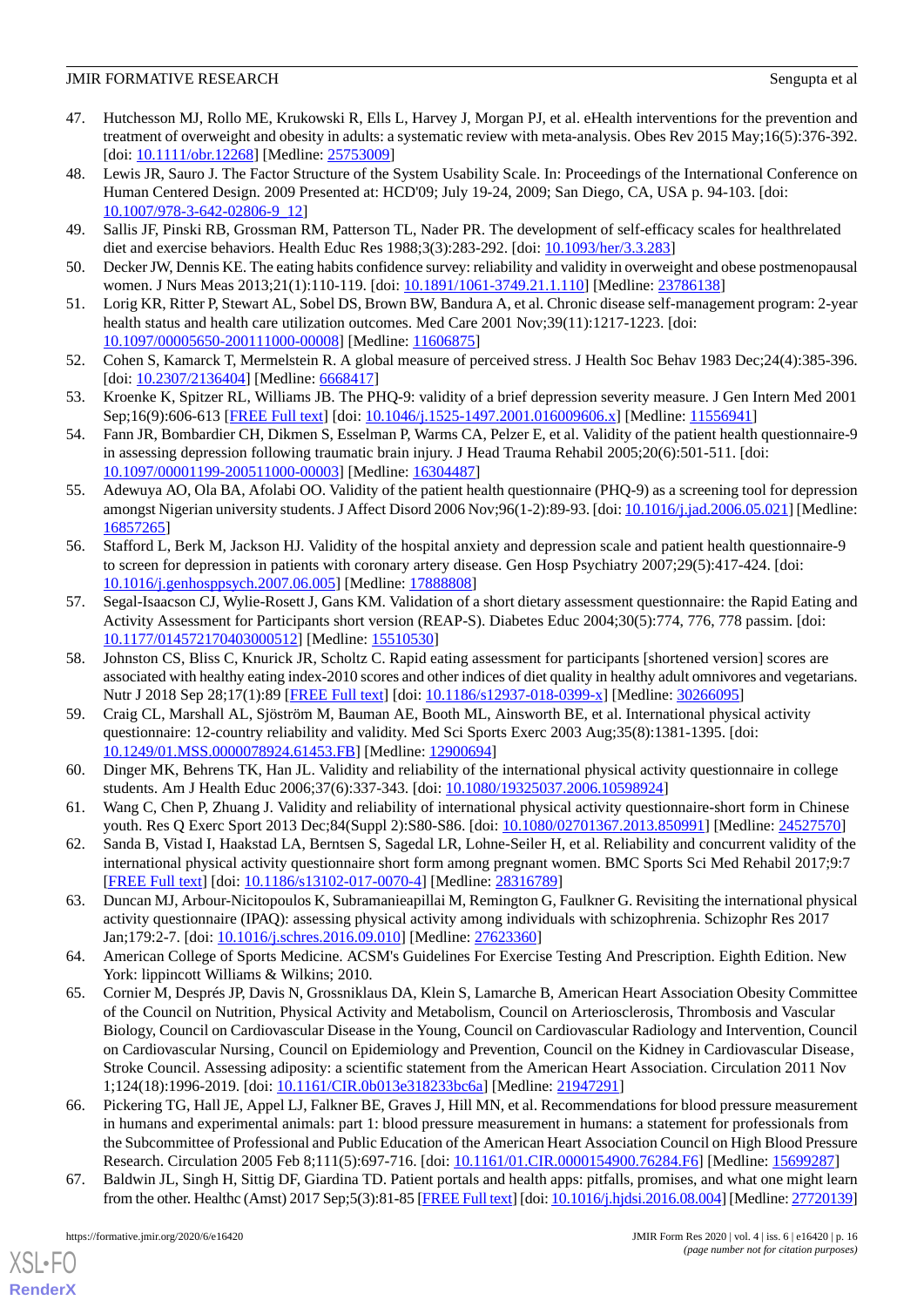47. Hutchesson MJ, Rollo ME, Krukowski R, Ells L, Harvey J, Morgan PJ, et al. eHealth interventions for the prevention and treatment of overweight and obesity in adults: a systematic review with meta-analysis. Obes Rev 2015 May;16(5):376-392. [doi: 10.1111/obr.12268] [Medline: 25753009]
48. Lewis JR, Sauro J. The Factor Structure of the System Usability Scale. In: Proceedings of the International Conference on Human Centered Design. 2009 Presented at: HCD'09; July 19-24, 2009; San Diego, CA, USA p. 94-103. [doi: 10.1007/978-3-642-02806-9_12]
49. Sallis JF, Pinski RB, Grossman RM, Patterson TL, Nader PR. The development of self-efficacy scales for healthrelated diet and exercise behaviors. Health Educ Res 1988;3(3):283-292. [doi: 10.1093/her/3.3.283]
50. Decker JW, Dennis KE. The eating habits confidence survey: reliability and validity in overweight and obese postmenopausal women. J Nurs Meas 2013;21(1):110-119. [doi: 10.1891/1061-3749.21.1.110] [Medline: 23786138]
51. Lorig KR, Ritter P, Stewart AL, Sobel DS, Brown BW, Bandura A, et al. Chronic disease self-management program: 2-year health status and health care utilization outcomes. Med Care 2001 Nov;39(11):1217-1223. [doi: 10.1097/00005650-200111000-00008] [Medline: 11606875]
52. Cohen S, Kamarck T, Mermelstein R. A global measure of perceived stress. J Health Soc Behav 1983 Dec;24(4):385-396. [doi: 10.2307/2136404] [Medline: 6668417]
53. Kroenke K, Spitzer RL, Williams JB. The PHQ-9: validity of a brief depression severity measure. J Gen Intern Med 2001 Sep;16(9):606-613 [FREE Full text] [doi: 10.1046/j.1525-1497.2001.016009606.x] [Medline: 11556941]
54. Fann JR, Bombardier CH, Dikmen S, Esselman P, Warms CA, Pelzer E, et al. Validity of the patient health questionnaire-9 in assessing depression following traumatic brain injury. J Head Trauma Rehabil 2005;20(6):501-511. [doi: 10.1097/00001199-200511000-00003] [Medline: 16304487]
55. Adewuya AO, Ola BA, Afolabi OO. Validity of the patient health questionnaire (PHQ-9) as a screening tool for depression amongst Nigerian university students. J Affect Disord 2006 Nov;96(1-2):89-93. [doi: 10.1016/j.jad.2006.05.021] [Medline: 16857265]
56. Stafford L, Berk M, Jackson HJ. Validity of the hospital anxiety and depression scale and patient health questionnaire-9 to screen for depression in patients with coronary artery disease. Gen Hosp Psychiatry 2007;29(5):417-424. [doi: 10.1016/j.genhosppsych.2007.06.005] [Medline: 17888808]
57. Segal-Isaacson CJ, Wylie-Rosett J, Gans KM. Validation of a short dietary assessment questionnaire: the Rapid Eating and Activity Assessment for Participants short version (REAP-S). Diabetes Educ 2004;30(5):774, 776, 778 passim. [doi: 10.1177/014572170403000512] [Medline: 15510530]
58. Johnston CS, Bliss C, Knurick JR, Scholtz C. Rapid eating assessment for participants [shortened version] scores are associated with healthy eating index-2010 scores and other indices of diet quality in healthy adult omnivores and vegetarians. Nutr J 2018 Sep 28;17(1):89 [FREE Full text] [doi: 10.1186/s12937-018-0399-x] [Medline: 30266095]
59. Craig CL, Marshall AL, Sjöström M, Bauman AE, Booth ML, Ainsworth BE, et al. International physical activity questionnaire: 12-country reliability and validity. Med Sci Sports Exerc 2003 Aug;35(8):1381-1395. [doi: 10.1249/01.MSS.0000078924.61453.FB] [Medline: 12900694]
60. Dinger MK, Behrens TK, Han JL. Validity and reliability of the international physical activity questionnaire in college students. Am J Health Educ 2006;37(6):337-343. [doi: 10.1080/19325037.2006.10598924]
61. Wang C, Chen P, Zhuang J. Validity and reliability of international physical activity questionnaire-short form in Chinese youth. Res Q Exerc Sport 2013 Dec;84(Suppl 2):S80-S86. [doi: 10.1080/02701367.2013.850991] [Medline: 24527570]
62. Sanda B, Vistad I, Haakstad LA, Berntsen S, Sagedal LR, Lohne-Seiler H, et al. Reliability and concurrent validity of the international physical activity questionnaire short form among pregnant women. BMC Sports Sci Med Rehabil 2017;9:7 [FREE Full text] [doi: 10.1186/s13102-017-0070-4] [Medline: 28316789]
63. Duncan MJ, Arbour-Nicitopoulos K, Subramanieapillai M, Remington G, Faulkner G. Revisiting the international physical activity questionnaire (IPAQ): assessing physical activity among individuals with schizophrenia. Schizophr Res 2017 Jan;179:2-7. [doi: 10.1016/j.schres.2016.09.010] [Medline: 27623360]
64. American College of Sports Medicine. ACSM's Guidelines For Exercise Testing And Prescription. Eighth Edition. New York: lippincott Williams & Wilkins; 2010.
65. Cornier M, Després JP, Davis N, Grossniklaus DA, Klein S, Lamarche B, American Heart Association Obesity Committee of the Council on Nutrition, Physical Activity and Metabolism, Council on Arteriosclerosis, Thrombosis and Vascular Biology, Council on Cardiovascular Disease in the Young, Council on Cardiovascular Radiology and Intervention, Council on Cardiovascular Nursing, Council on Epidemiology and Prevention, Council on the Kidney in Cardiovascular Disease, Stroke Council. Assessing adiposity: a scientific statement from the American Heart Association. Circulation 2011 Nov 1;124(18):1996-2019. [doi: 10.1161/CIR.0b013e318233bc6a] [Medline: 21947291]
66. Pickering TG, Hall JE, Appel LJ, Falkner BE, Graves J, Hill MN, et al. Recommendations for blood pressure measurement in humans and experimental animals: part 1: blood pressure measurement in humans: a statement for professionals from the Subcommittee of Professional and Public Education of the American Heart Association Council on High Blood Pressure Research. Circulation 2005 Feb 8;111(5):697-716. [doi: 10.1161/01.CIR.0000154900.76284.F6] [Medline: 15699287]
67. Baldwin JL, Singh H, Sittig DF, Giardina TD. Patient portals and health apps: pitfalls, promises, and what one might learn from the other. Healthc (Amst) 2017 Sep;5(3):81-85 [FREE Full text] [doi: 10.1016/j.hjdsi.2016.08.004] [Medline: 27720139]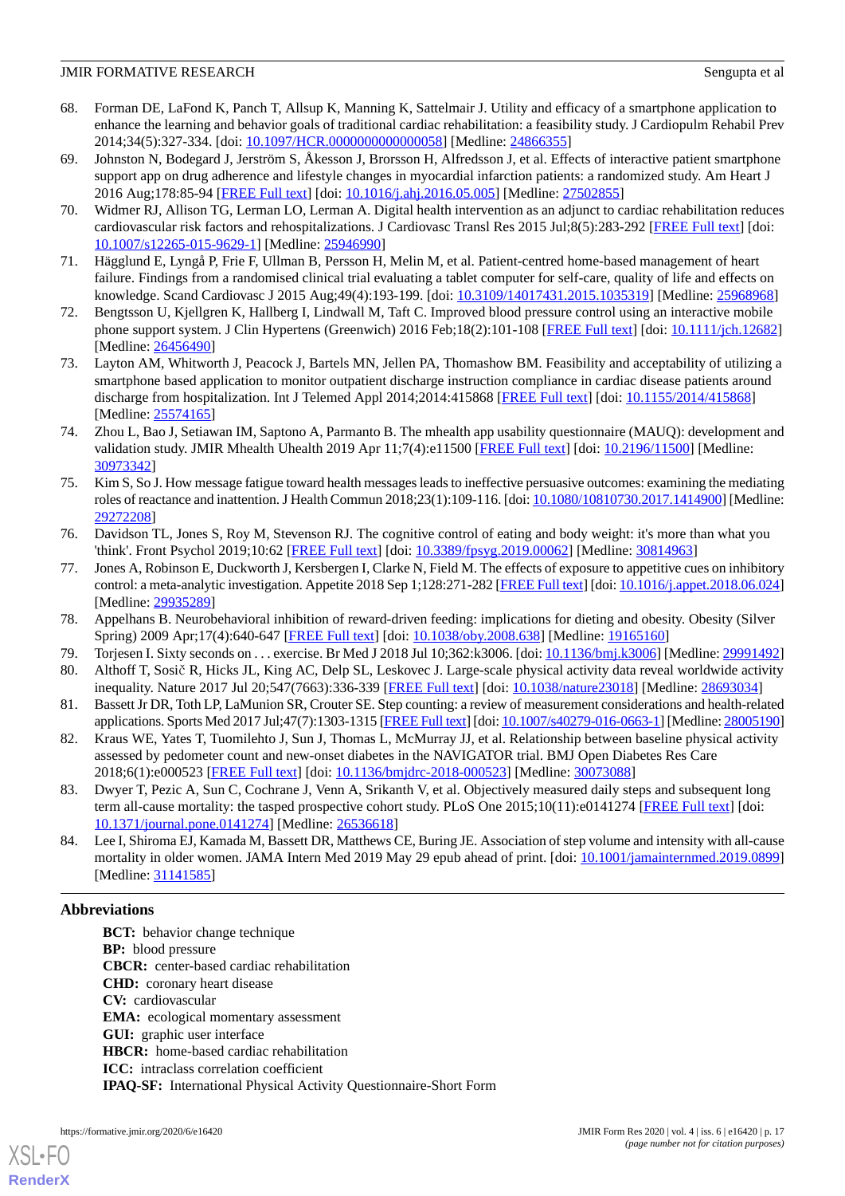68. Forman DE, LaFond K, Panch T, Allsup K, Manning K, Sattelmair J. Utility and efficacy of a smartphone application to enhance the learning and behavior goals of traditional cardiac rehabilitation: a feasibility study. J Cardiopulm Rehabil Prev 2014;34(5):327-334. [doi: 10.1097/HCR.0000000000000058] [Medline: 24866355]
69. Johnston N, Bodegard J, Jerström S, Åkesson J, Brorsson H, Alfredsson J, et al. Effects of interactive patient smartphone support app on drug adherence and lifestyle changes in myocardial infarction patients: a randomized study. Am Heart J 2016 Aug;178:85-94 [FREE Full text] [doi: 10.1016/j.ahj.2016.05.005] [Medline: 27502855]
70. Widmer RJ, Allison TG, Lerman LO, Lerman A. Digital health intervention as an adjunct to cardiac rehabilitation reduces cardiovascular risk factors and rehospitalizations. J Cardiovasc Transl Res 2015 Jul;8(5):283-292 [FREE Full text] [doi: 10.1007/s12265-015-9629-1] [Medline: 25946990]
71. Hägglund E, Lyngå P, Frie F, Ullman B, Persson H, Melin M, et al. Patient-centred home-based management of heart failure. Findings from a randomised clinical trial evaluating a tablet computer for self-care, quality of life and effects on knowledge. Scand Cardiovasc J 2015 Aug;49(4):193-199. [doi: 10.3109/14017431.2015.1035319] [Medline: 25968968]
72. Bengtsson U, Kjellgren K, Hallberg I, Lindwall M, Taft C. Improved blood pressure control using an interactive mobile phone support system. J Clin Hypertens (Greenwich) 2016 Feb;18(2):101-108 [FREE Full text] [doi: 10.1111/jch.12682] [Medline: 26456490]
73. Layton AM, Whitworth J, Peacock J, Bartels MN, Jellen PA, Thomashow BM. Feasibility and acceptability of utilizing a smartphone based application to monitor outpatient discharge instruction compliance in cardiac disease patients around discharge from hospitalization. Int J Telemed Appl 2014;2014:415868 [FREE Full text] [doi: 10.1155/2014/415868] [Medline: 25574165]
74. Zhou L, Bao J, Setiawan IM, Saptono A, Parmanto B. The mhealth app usability questionnaire (MAUQ): development and validation study. JMIR Mhealth Uhealth 2019 Apr 11;7(4):e11500 [FREE Full text] [doi: 10.2196/11500] [Medline: 30973342]
75. Kim S, So J. How message fatigue toward health messages leads to ineffective persuasive outcomes: examining the mediating roles of reactance and inattention. J Health Commun 2018;23(1):109-116. [doi: 10.1080/10810730.2017.1414900] [Medline: 29272208]
76. Davidson TL, Jones S, Roy M, Stevenson RJ. The cognitive control of eating and body weight: it's more than what you 'think'. Front Psychol 2019;10:62 [FREE Full text] [doi: 10.3389/fpsyg.2019.00062] [Medline: 30814963]
77. Jones A, Robinson E, Duckworth J, Kersbergen I, Clarke N, Field M. The effects of exposure to appetitive cues on inhibitory control: a meta-analytic investigation. Appetite 2018 Sep 1;128:271-282 [FREE Full text] [doi: 10.1016/j.appet.2018.06.024] [Medline: 29935289]
78. Appelhans B. Neurobehavioral inhibition of reward-driven feeding: implications for dieting and obesity. Obesity (Silver Spring) 2009 Apr;17(4):640-647 [FREE Full text] [doi: 10.1038/oby.2008.638] [Medline: 19165160]
79. Torjesen I. Sixty seconds on . . . exercise. Br Med J 2018 Jul 10;362:k3006. [doi: 10.1136/bmj.k3006] [Medline: 29991492]
80. Althoff T, Sosič R, Hicks JL, King AC, Delp SL, Leskovec J. Large-scale physical activity data reveal worldwide activity inequality. Nature 2017 Jul 20;547(7663):336-339 [FREE Full text] [doi: 10.1038/nature23018] [Medline: 28693034]
81. Bassett Jr DR, Toth LP, LaMunion SR, Crouter SE. Step counting: a review of measurement considerations and health-related applications. Sports Med 2017 Jul;47(7):1303-1315 [FREE Full text] [doi: 10.1007/s40279-016-0663-1] [Medline: 28005190]
82. Kraus WE, Yates T, Tuomilehto J, Sun J, Thomas L, McMurray JJ, et al. Relationship between baseline physical activity assessed by pedometer count and new-onset diabetes in the NAVIGATOR trial. BMJ Open Diabetes Res Care 2018;6(1):e000523 [FREE Full text] [doi: 10.1136/bmjdrc-2018-000523] [Medline: 30073088]
83. Dwyer T, Pezic A, Sun C, Cochrane J, Venn A, Srikanth V, et al. Objectively measured daily steps and subsequent long term all-cause mortality: the tasped prospective cohort study. PLoS One 2015;10(11):e0141274 [FREE Full text] [doi: 10.1371/journal.pone.0141274] [Medline: 26536618]
84. Lee I, Shiroma EJ, Kamada M, Bassett DR, Matthews CE, Buring JE. Association of step volume and intensity with all-cause mortality in older women. JAMA Intern Med 2019 May 29 epub ahead of print. [doi: 10.1001/jamainternmed.2019.0899] [Medline: 31141585]

## Abbreviations

**BCT:** behavior change technique
**BP:** blood pressure
**CBCR:** center-based cardiac rehabilitation
**CHD:** coronary heart disease
**CV:** cardiovascular
**EMA:** ecological momentary assessment
**GUI:** graphic user interface
**HBCR:** home-based cardiac rehabilitation
**ICC:** intraclass correlation coefficient
**IPAQ-SF:** International Physical Activity Questionnaire-Short Form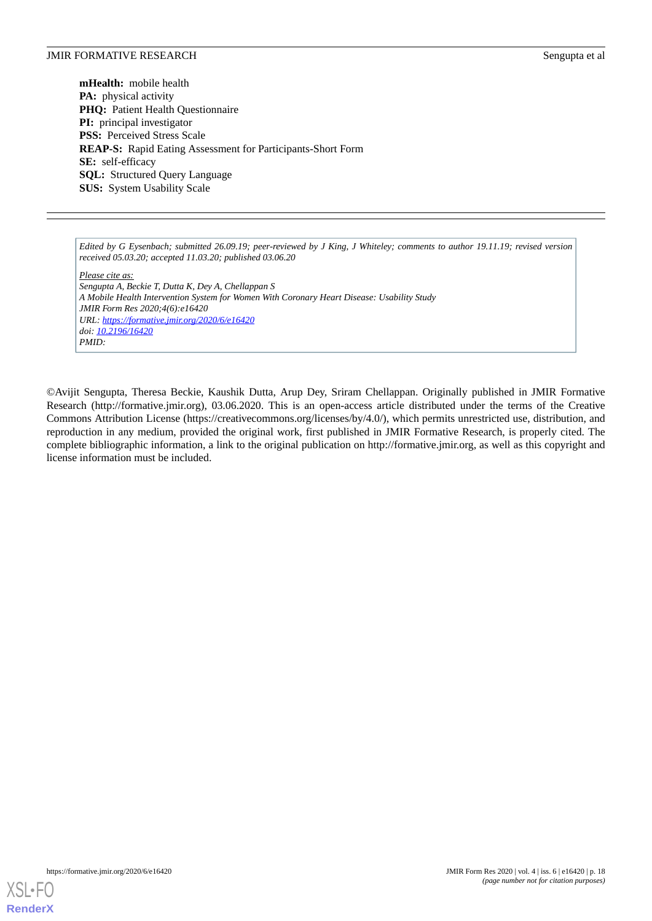**mHealth:** mobile health
**PA:** physical activity
**PHQ:** Patient Health Questionnaire
**PI:** principal investigator
**PSS:** Perceived Stress Scale
**REAP-S:** Rapid Eating Assessment for Participants-Short Form
**SE:** self-efficacy
**SQL:** Structured Query Language
**SUS:** System Usability Scale

---

*Edited by G Eysenbach; submitted 26.09.19; peer-reviewed by J King, J Whiteley; comments to author 19.11.19; revised version received 05.03.20; accepted 11.03.20; published 03.06.20*

*Please cite as:*
*Sengupta A, Beckie T, Dutta K, Dey A, Chellappan S*
*A Mobile Health Intervention System for Women With Coronary Heart Disease: Usability Study*
*JMIR Form Res 2020;4(6):e16420*
*URL: [https://formative.jmir.org/2020/6/e16420](https://formative.jmir.org/2020/6/e16420)*
*doi: [10.2196/16420](10.2196/16420)*
*PMID:*

©Avijit Sengupta, Theresa Beckie, Kaushik Dutta, Arup Dey, Sriram Chellappan. Originally published in JMIR Formative Research (http://formative.jmir.org), 03.06.2020. This is an open-access article distributed under the terms of the Creative Commons Attribution License (https://creativecommons.org/licenses/by/4.0/), which permits unrestricted use, distribution, and reproduction in any medium, provided the original work, first published in JMIR Formative Research, is properly cited. The complete bibliographic information, a link to the original publication on http://formative.jmir.org, as well as this copyright and license information must be included.